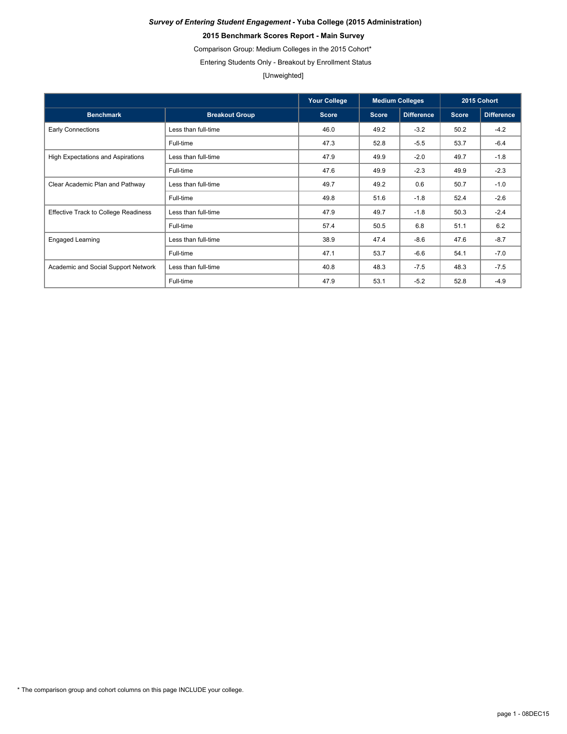***Survey of Entering Student Engagement* - Yuba College (2015 Administration)**

**2015 Benchmark Scores Report - Main Survey**

Comparison Group: Medium Colleges in the 2015 Cohort*

Entering Students Only - Breakout by Enrollment Status

[Unweighted]

| | | Your College | Medium Colleges | | 2015 Cohort | |
|---|---|---|---|---|---|---|
| **Benchmark** | **Breakout Group** | **Score** | **Score** | **Difference** | **Score** | **Difference** |
| Early Connections | Less than full-time | 46.0 | 49.2 | -3.2 | 50.2 | -4.2 |
| | Full-time | 47.3 | 52.8 | -5.5 | 53.7 | -6.4 |
| High Expectations and Aspirations | Less than full-time | 47.9 | 49.9 | -2.0 | 49.7 | -1.8 |
| | Full-time | 47.6 | 49.9 | -2.3 | 49.9 | -2.3 |
| Clear Academic Plan and Pathway | Less than full-time | 49.7 | 49.2 | 0.6 | 50.7 | -1.0 |
| | Full-time | 49.8 | 51.6 | -1.8 | 52.4 | -2.6 |
| Effective Track to College Readiness | Less than full-time | 47.9 | 49.7 | -1.8 | 50.3 | -2.4 |
| | Full-time | 57.4 | 50.5 | 6.8 | 51.1 | 6.2 |
| Engaged Learning | Less than full-time | 38.9 | 47.4 | -8.6 | 47.6 | -8.7 |
| | Full-time | 47.1 | 53.7 | -6.6 | 54.1 | -7.0 |
| Academic and Social Support Network | Less than full-time | 40.8 | 48.3 | -7.5 | 48.3 | -7.5 |
| | Full-time | 47.9 | 53.1 | -5.2 | 52.8 | -4.9 |

* The comparison group and cohort columns on this page INCLUDE your college.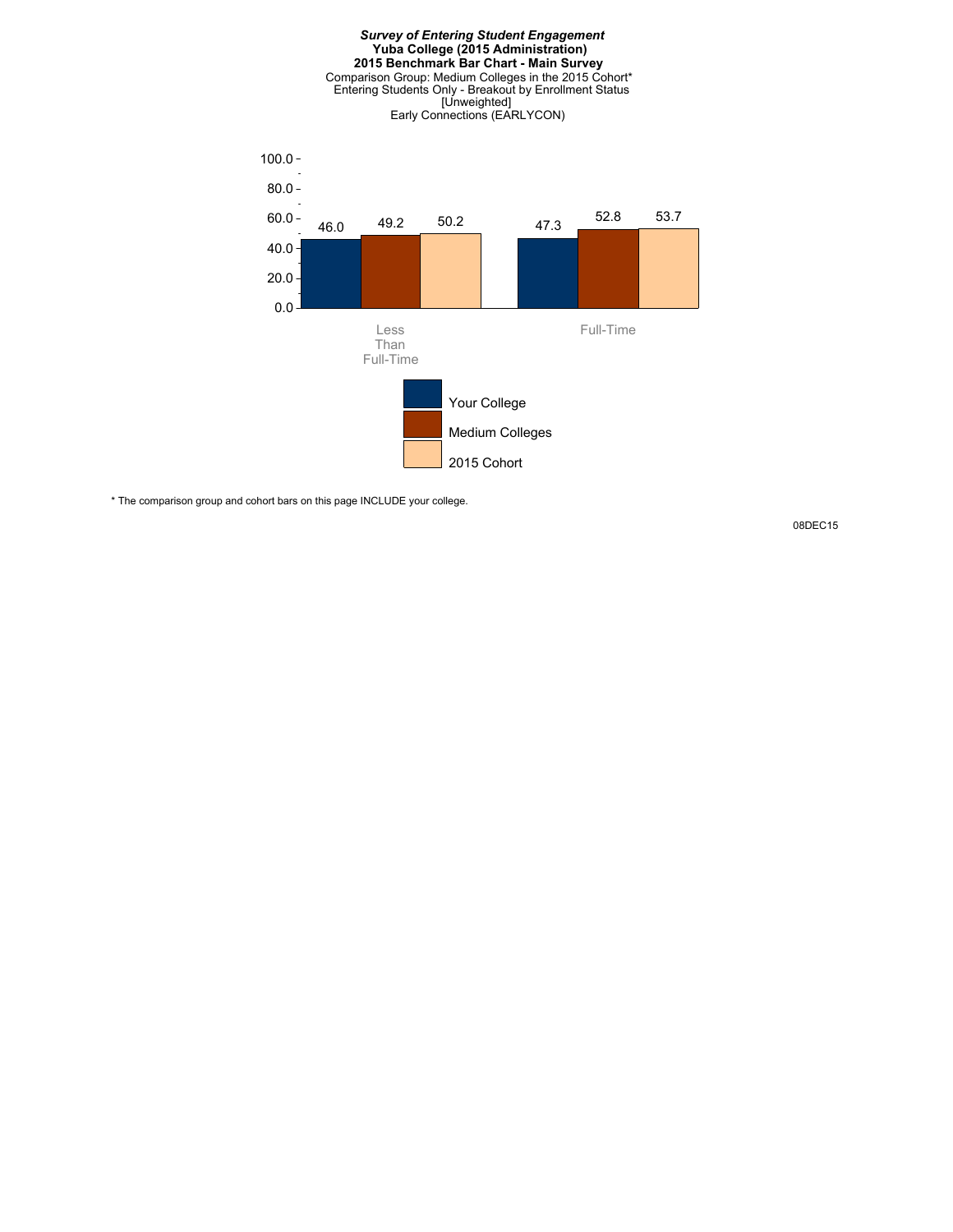***Survey of Entering Student Engagement***
**Yuba College (2015 Administration)**
**2015 Benchmark Bar Chart - Main Survey**
Comparison Group: Medium Colleges in the 2015 Cohort*
Entering Students Only - Breakout by Enrollment Status
[Unweighted]
Early Connections (EARLYCON)

| | Your College | Medium Colleges | 2015 Cohort |
|---|---|---|---|
| Less Than Full-Time | 46.0 | 49.2 | 50.2 |
| Full-Time | 47.3 | 52.8 | 53.7 |

* The comparison group and cohort bars on this page INCLUDE your college.

08DEC15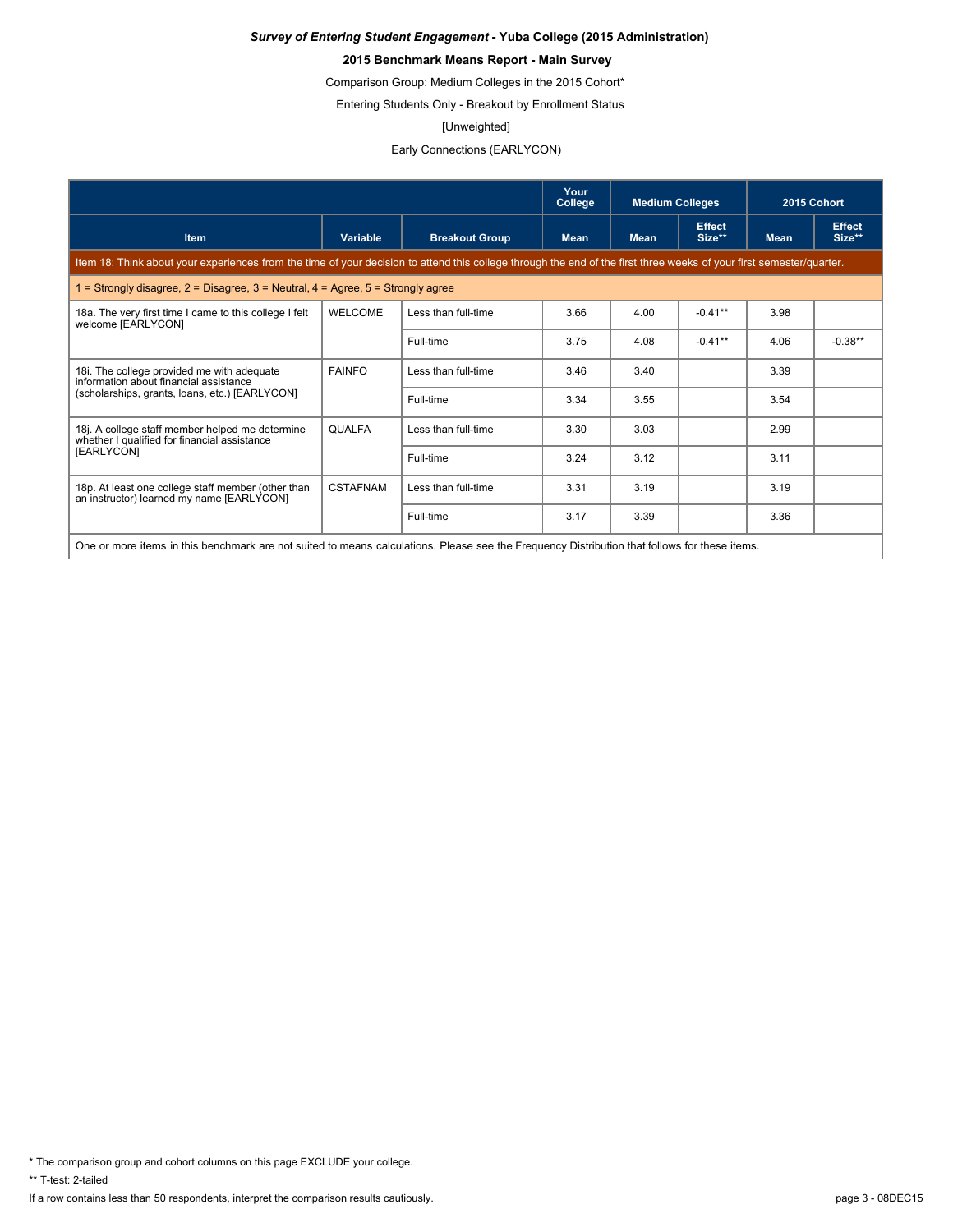***Survey of Entering Student Engagement* - Yuba College (2015 Administration)**

**2015 Benchmark Means Report - Main Survey**

Comparison Group: Medium Colleges in the 2015 Cohort*

Entering Students Only - Breakout by Enrollment Status

[Unweighted]

Early Connections (EARLYCON)

| | | | Your College | Medium Colleges | | 2015 Cohort | |
|---|---|---|---|---|---|---|---|
| **Item** | **Variable** | **Breakout Group** | **Mean** | **Mean** | **Effect Size**** | **Mean** | **Effect Size**** |
| Item 18: Think about your experiences from the time of your decision to attend this college through the end of the first three weeks of your first semester/quarter. | | | | | | | |
| 1 = Strongly disagree, 2 = Disagree, 3 = Neutral, 4 = Agree, 5 = Strongly agree | | | | | | | |
| 18a. The very first time I came to this college I felt welcome [EARLYCON] | WELCOME | Less than full-time | 3.66 | 4.00 | -0.41** | 3.98 | |
| | | Full-time | 3.75 | 4.08 | -0.41** | 4.06 | -0.38** |
| 18i. The college provided me with adequate information about financial assistance (scholarships, grants, loans, etc.) [EARLYCON] | FAINFO | Less than full-time | 3.46 | 3.40 | | 3.39 | |
| | | Full-time | 3.34 | 3.55 | | 3.54 | |
| 18j. A college staff member helped me determine whether I qualified for financial assistance [EARLYCON] | QUALFA | Less than full-time | 3.30 | 3.03 | | 2.99 | |
| | | Full-time | 3.24 | 3.12 | | 3.11 | |
| 18p. At least one college staff member (other than an instructor) learned my name [EARLYCON] | CSTAFNAM | Less than full-time | 3.31 | 3.19 | | 3.19 | |
| | | Full-time | 3.17 | 3.39 | | 3.36 | |
| One or more items in this benchmark are not suited to means calculations. Please see the Frequency Distribution that follows for these items. | | | | | | | |

* The comparison group and cohort columns on this page EXCLUDE your college.

** T-test: 2-tailed

If a row contains less than 50 respondents, interpret the comparison results cautiously.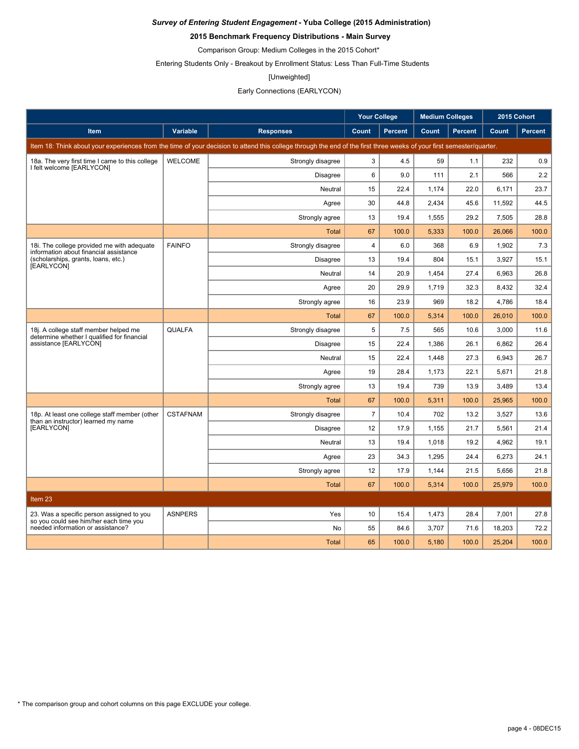***Survey of Entering Student Engagement* - Yuba College (2015 Administration)**

**2015 Benchmark Frequency Distributions - Main Survey**

Comparison Group: Medium Colleges in the 2015 Cohort*

Entering Students Only - Breakout by Enrollment Status: Less Than Full-Time Students

[Unweighted]

Early Connections (EARLYCON)

| | | | Your College | | Medium Colleges | | 2015 Cohort | |
|---|---|---|---|---|---|---|---|---|
| **Item** | **Variable** | **Responses** | **Count** | **Percent** | **Count** | **Percent** | **Count** | **Percent** |
| Item 18: Think about your experiences from the time of your decision to attend this college through the end of the first three weeks of your first semester/quarter. | | | | | | | | |
| 18a. The very first time I came to this college I felt welcome [EARLYCON] | WELCOME | Strongly disagree | 3 | 4.5 | 59 | 1.1 | 232 | 0.9 |
| | | Disagree | 6 | 9.0 | 111 | 2.1 | 566 | 2.2 |
| | | Neutral | 15 | 22.4 | 1,174 | 22.0 | 6,171 | 23.7 |
| | | Agree | 30 | 44.8 | 2,434 | 45.6 | 11,592 | 44.5 |
| | | Strongly agree | 13 | 19.4 | 1,555 | 29.2 | 7,505 | 28.8 |
| | | Total | 67 | 100.0 | 5,333 | 100.0 | 26,066 | 100.0 |
| 18i. The college provided me with adequate information about financial assistance (scholarships, grants, loans, etc.) [EARLYCON] | FAINFO | Strongly disagree | 4 | 6.0 | 368 | 6.9 | 1,902 | 7.3 |
| | | Disagree | 13 | 19.4 | 804 | 15.1 | 3,927 | 15.1 |
| | | Neutral | 14 | 20.9 | 1,454 | 27.4 | 6,963 | 26.8 |
| | | Agree | 20 | 29.9 | 1,719 | 32.3 | 8,432 | 32.4 |
| | | Strongly agree | 16 | 23.9 | 969 | 18.2 | 4,786 | 18.4 |
| | | Total | 67 | 100.0 | 5,314 | 100.0 | 26,010 | 100.0 |
| 18j. A college staff member helped me determine whether I qualified for financial assistance [EARLYCON] | QUALFA | Strongly disagree | 5 | 7.5 | 565 | 10.6 | 3,000 | 11.6 |
| | | Disagree | 15 | 22.4 | 1,386 | 26.1 | 6,862 | 26.4 |
| | | Neutral | 15 | 22.4 | 1,448 | 27.3 | 6,943 | 26.7 |
| | | Agree | 19 | 28.4 | 1,173 | 22.1 | 5,671 | 21.8 |
| | | Strongly agree | 13 | 19.4 | 739 | 13.9 | 3,489 | 13.4 |
| | | Total | 67 | 100.0 | 5,311 | 100.0 | 25,965 | 100.0 |
| 18p. At least one college staff member (other than an instructor) learned my name [EARLYCON] | CSTAFNAM | Strongly disagree | 7 | 10.4 | 702 | 13.2 | 3,527 | 13.6 |
| | | Disagree | 12 | 17.9 | 1,155 | 21.7 | 5,561 | 21.4 |
| | | Neutral | 13 | 19.4 | 1,018 | 19.2 | 4,962 | 19.1 |
| | | Agree | 23 | 34.3 | 1,295 | 24.4 | 6,273 | 24.1 |
| | | Strongly agree | 12 | 17.9 | 1,144 | 21.5 | 5,656 | 21.8 |
| | | Total | 67 | 100.0 | 5,314 | 100.0 | 25,979 | 100.0 |
| Item 23 | | | | | | | | |
| 23. Was a specific person assigned to you so you could see him/her each time you needed information or assistance? | ASNPERS | Yes | 10 | 15.4 | 1,473 | 28.4 | 7,001 | 27.8 |
| | | No | 55 | 84.6 | 3,707 | 71.6 | 18,203 | 72.2 |
| | | Total | 65 | 100.0 | 5,180 | 100.0 | 25,204 | 100.0 |

* The comparison group and cohort columns on this page EXCLUDE your college.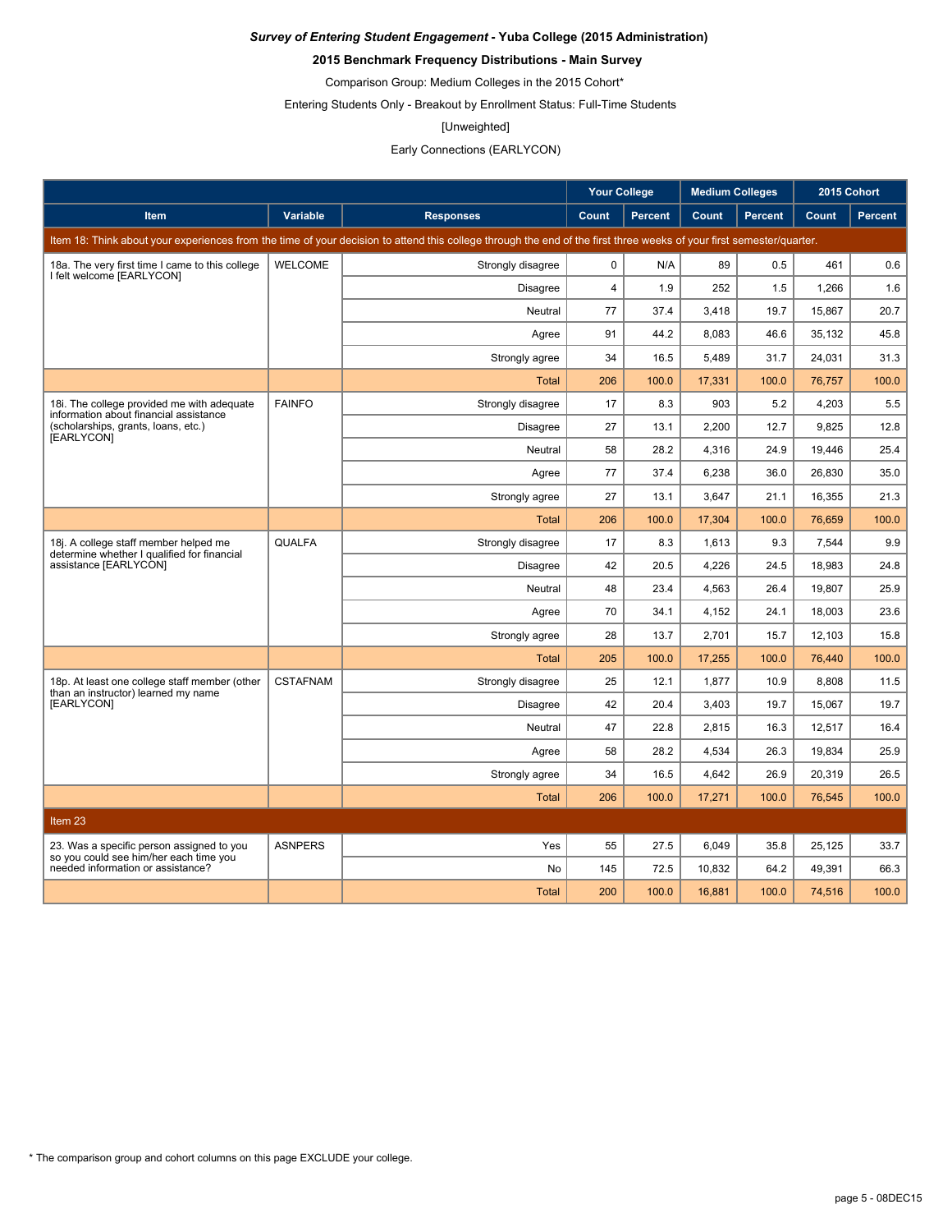***Survey of Entering Student Engagement* - Yuba College (2015 Administration)**

**2015 Benchmark Frequency Distributions - Main Survey**

Comparison Group: Medium Colleges in the 2015 Cohort*

Entering Students Only - Breakout by Enrollment Status: Full-Time Students

[Unweighted]

Early Connections (EARLYCON)

| | | | Your College | | Medium Colleges | | 2015 Cohort | |
|---|---|---|---|---|---|---|---|---|
| Item | Variable | Responses | Count | Percent | Count | Percent | Count | Percent |
| Item 18: Think about your experiences from the time of your decision to attend this college through the end of the first three weeks of your first semester/quarter. | | | | | | | | |
| 18a. The very first time I came to this college I felt welcome [EARLYCON] | WELCOME | Strongly disagree | 0 | N/A | 89 | 0.5 | 461 | 0.6 |
| | | Disagree | 4 | 1.9 | 252 | 1.5 | 1,266 | 1.6 |
| | | Neutral | 77 | 37.4 | 3,418 | 19.7 | 15,867 | 20.7 |
| | | Agree | 91 | 44.2 | 8,083 | 46.6 | 35,132 | 45.8 |
| | | Strongly agree | 34 | 16.5 | 5,489 | 31.7 | 24,031 | 31.3 |
| | | Total | 206 | 100.0 | 17,331 | 100.0 | 76,757 | 100.0 |
| 18i. The college provided me with adequate information about financial assistance (scholarships, grants, loans, etc.) [EARLYCON] | FAINFO | Strongly disagree | 17 | 8.3 | 903 | 5.2 | 4,203 | 5.5 |
| | | Disagree | 27 | 13.1 | 2,200 | 12.7 | 9,825 | 12.8 |
| | | Neutral | 58 | 28.2 | 4,316 | 24.9 | 19,446 | 25.4 |
| | | Agree | 77 | 37.4 | 6,238 | 36.0 | 26,830 | 35.0 |
| | | Strongly agree | 27 | 13.1 | 3,647 | 21.1 | 16,355 | 21.3 |
| | | Total | 206 | 100.0 | 17,304 | 100.0 | 76,659 | 100.0 |
| 18j. A college staff member helped me determine whether I qualified for financial assistance [EARLYCON] | QUALFA | Strongly disagree | 17 | 8.3 | 1,613 | 9.3 | 7,544 | 9.9 |
| | | Disagree | 42 | 20.5 | 4,226 | 24.5 | 18,983 | 24.8 |
| | | Neutral | 48 | 23.4 | 4,563 | 26.4 | 19,807 | 25.9 |
| | | Agree | 70 | 34.1 | 4,152 | 24.1 | 18,003 | 23.6 |
| | | Strongly agree | 28 | 13.7 | 2,701 | 15.7 | 12,103 | 15.8 |
| | | Total | 205 | 100.0 | 17,255 | 100.0 | 76,440 | 100.0 |
| 18p. At least one college staff member (other than an instructor) learned my name [EARLYCON] | CSTAFNAM | Strongly disagree | 25 | 12.1 | 1,877 | 10.9 | 8,808 | 11.5 |
| | | Disagree | 42 | 20.4 | 3,403 | 19.7 | 15,067 | 19.7 |
| | | Neutral | 47 | 22.8 | 2,815 | 16.3 | 12,517 | 16.4 |
| | | Agree | 58 | 28.2 | 4,534 | 26.3 | 19,834 | 25.9 |
| | | Strongly agree | 34 | 16.5 | 4,642 | 26.9 | 20,319 | 26.5 |
| | | Total | 206 | 100.0 | 17,271 | 100.0 | 76,545 | 100.0 |
| Item 23 | | | | | | | | |
| 23. Was a specific person assigned to you so you could see him/her each time you needed information or assistance? | ASNPERS | Yes | 55 | 27.5 | 6,049 | 35.8 | 25,125 | 33.7 |
| | | No | 145 | 72.5 | 10,832 | 64.2 | 49,391 | 66.3 |
| | | Total | 200 | 100.0 | 16,881 | 100.0 | 74,516 | 100.0 |

* The comparison group and cohort columns on this page EXCLUDE your college.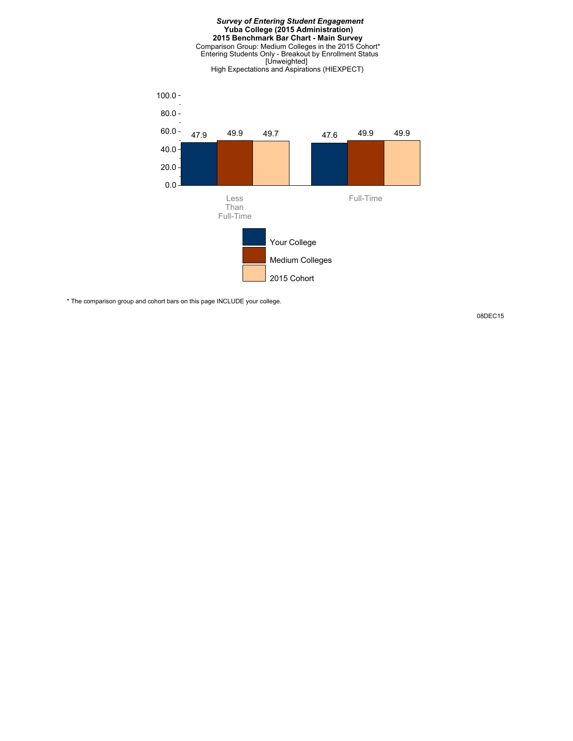***Survey of Entering Student Engagement***
**Yuba College (2015 Administration)**
**2015 Benchmark Bar Chart - Main Survey**
Comparison Group: Medium Colleges in the 2015 Cohort*
Entering Students Only - Breakout by Enrollment Status
[Unweighted]
High Expectations and Aspirations (HIEXPECT)

| | Your College | Medium Colleges | 2015 Cohort |
|---|---|---|---|
| Less Than Full-Time | 47.9 | 49.9 | 49.7 |
| Full-Time | 47.6 | 49.9 | 49.9 |

* The comparison group and cohort bars on this page INCLUDE your college.

08DEC15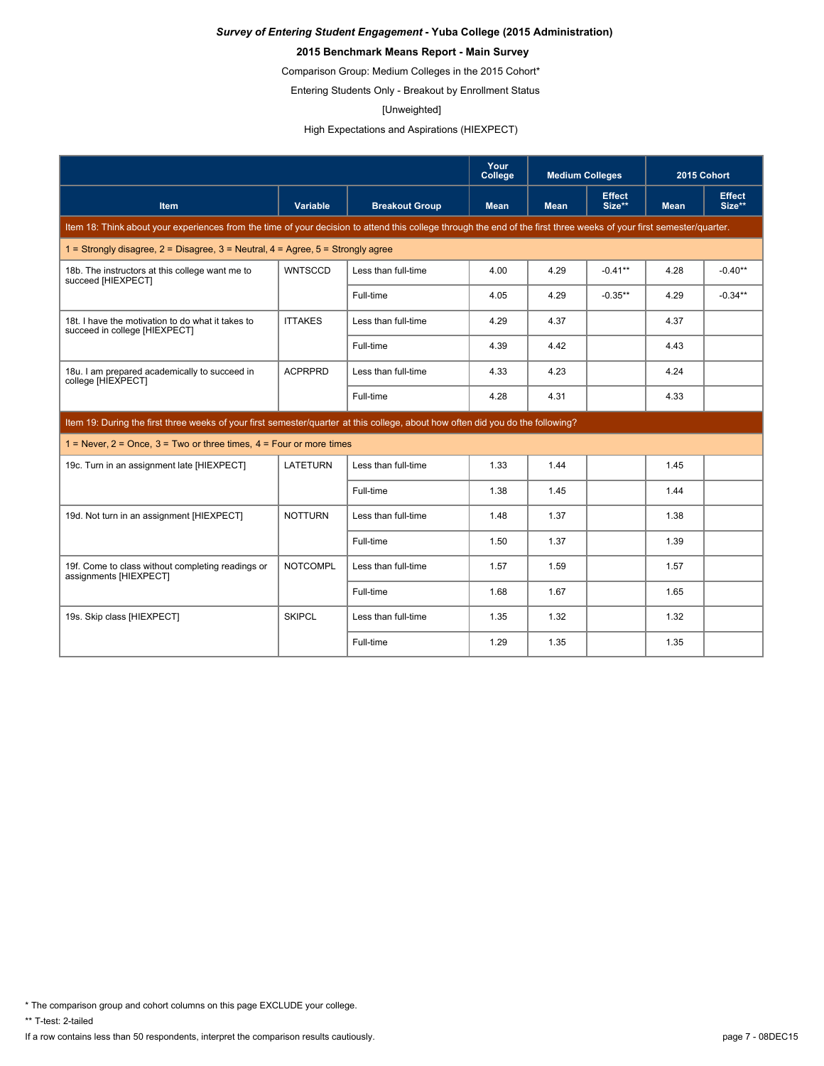***Survey of Entering Student Engagement* - Yuba College (2015 Administration)**

**2015 Benchmark Means Report - Main Survey**

Comparison Group: Medium Colleges in the 2015 Cohort*

Entering Students Only - Breakout by Enrollment Status

[Unweighted]

High Expectations and Aspirations (HIEXPECT)

| | | | Your College | Medium Colleges | | 2015 Cohort | |
|---|---|---|---|---|---|---|---|
| Item | Variable | Breakout Group | Mean | Mean | Effect Size** | Mean | Effect Size** |
| Item 18: Think about your experiences from the time of your decision to attend this college through the end of the first three weeks of your first semester/quarter. | | | | | | | |
| 1 = Strongly disagree, 2 = Disagree, 3 = Neutral, 4 = Agree, 5 = Strongly agree | | | | | | | |
| 18b. The instructors at this college want me to succeed [HIEXPECT] | WNTSCCD | Less than full-time | 4.00 | 4.29 | -0.41** | 4.28 | -0.40** |
| | | Full-time | 4.05 | 4.29 | -0.35** | 4.29 | -0.34** |
| 18t. I have the motivation to do what it takes to succeed in college [HIEXPECT] | ITTAKES | Less than full-time | 4.29 | 4.37 | | 4.37 | |
| | | Full-time | 4.39 | 4.42 | | 4.43 | |
| 18u. I am prepared academically to succeed in college [HIEXPECT] | ACPRPRD | Less than full-time | 4.33 | 4.23 | | 4.24 | |
| | | Full-time | 4.28 | 4.31 | | 4.33 | |
| Item 19: During the first three weeks of your first semester/quarter at this college, about how often did you do the following? | | | | | | | |
| 1 = Never, 2 = Once, 3 = Two or three times, 4 = Four or more times | | | | | | | |
| 19c. Turn in an assignment late [HIEXPECT] | LATETURN | Less than full-time | 1.33 | 1.44 | | 1.45 | |
| | | Full-time | 1.38 | 1.45 | | 1.44 | |
| 19d. Not turn in an assignment [HIEXPECT] | NOTTURN | Less than full-time | 1.48 | 1.37 | | 1.38 | |
| | | Full-time | 1.50 | 1.37 | | 1.39 | |
| 19f. Come to class without completing readings or assignments [HIEXPECT] | NOTCOMPL | Less than full-time | 1.57 | 1.59 | | 1.57 | |
| | | Full-time | 1.68 | 1.67 | | 1.65 | |
| 19s. Skip class [HIEXPECT] | SKIPCL | Less than full-time | 1.35 | 1.32 | | 1.32 | |
| | | Full-time | 1.29 | 1.35 | | 1.35 | |

\* The comparison group and cohort columns on this page EXCLUDE your college.

** T-test: 2-tailed

If a row contains less than 50 respondents, interpret the comparison results cautiously.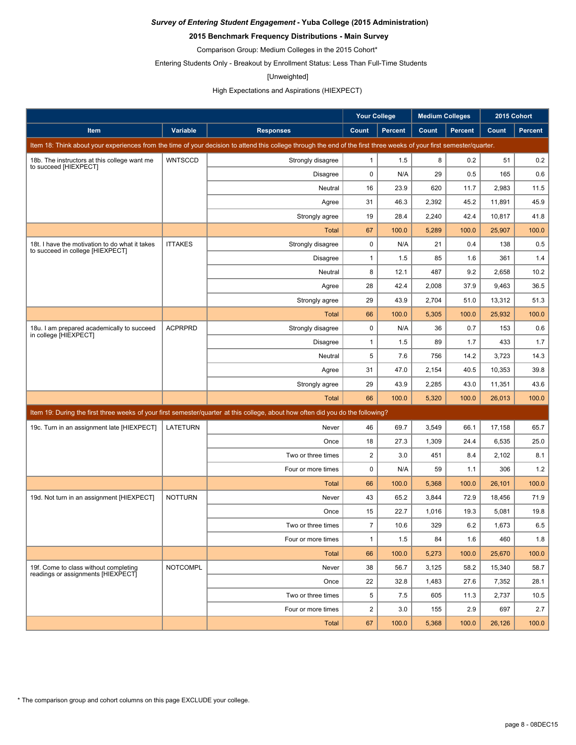**_Survey of Entering Student Engagement_ - Yuba College (2015 Administration)**

**2015 Benchmark Frequency Distributions - Main Survey**

Comparison Group: Medium Colleges in the 2015 Cohort*

Entering Students Only - Breakout by Enrollment Status: Less Than Full-Time Students

[Unweighted]

High Expectations and Aspirations (HIEXPECT)

| | | | Your College | | Medium Colleges | | 2015 Cohort | |
|---|---|---|---|---|---|---|---|---|
| **Item** | **Variable** | **Responses** | **Count** | **Percent** | **Count** | **Percent** | **Count** | **Percent** |
| Item 18: Think about your experiences from the time of your decision to attend this college through the end of the first three weeks of your first semester/quarter. | | | | | | | | |
| 18b. The instructors at this college want me to succeed [HIEXPECT] | WNTSCCD | Strongly disagree | 1 | 1.5 | 8 | 0.2 | 51 | 0.2 |
| | | Disagree | 0 | N/A | 29 | 0.5 | 165 | 0.6 |
| | | Neutral | 16 | 23.9 | 620 | 11.7 | 2,983 | 11.5 |
| | | Agree | 31 | 46.3 | 2,392 | 45.2 | 11,891 | 45.9 |
| | | Strongly agree | 19 | 28.4 | 2,240 | 42.4 | 10,817 | 41.8 |
| | | Total | 67 | 100.0 | 5,289 | 100.0 | 25,907 | 100.0 |
| 18t. I have the motivation to do what it takes to succeed in college [HIEXPECT] | ITTAKES | Strongly disagree | 0 | N/A | 21 | 0.4 | 138 | 0.5 |
| | | Disagree | 1 | 1.5 | 85 | 1.6 | 361 | 1.4 |
| | | Neutral | 8 | 12.1 | 487 | 9.2 | 2,658 | 10.2 |
| | | Agree | 28 | 42.4 | 2,008 | 37.9 | 9,463 | 36.5 |
| | | Strongly agree | 29 | 43.9 | 2,704 | 51.0 | 13,312 | 51.3 |
| | | Total | 66 | 100.0 | 5,305 | 100.0 | 25,932 | 100.0 |
| 18u. I am prepared academically to succeed in college [HIEXPECT] | ACPRPRD | Strongly disagree | 0 | N/A | 36 | 0.7 | 153 | 0.6 |
| | | Disagree | 1 | 1.5 | 89 | 1.7 | 433 | 1.7 |
| | | Neutral | 5 | 7.6 | 756 | 14.2 | 3,723 | 14.3 |
| | | Agree | 31 | 47.0 | 2,154 | 40.5 | 10,353 | 39.8 |
| | | Strongly agree | 29 | 43.9 | 2,285 | 43.0 | 11,351 | 43.6 |
| | | Total | 66 | 100.0 | 5,320 | 100.0 | 26,013 | 100.0 |
| Item 19: During the first three weeks of your first semester/quarter at this college, about how often did you do the following? | | | | | | | | |
| 19c. Turn in an assignment late [HIEXPECT] | LATETURN | Never | 46 | 69.7 | 3,549 | 66.1 | 17,158 | 65.7 |
| | | Once | 18 | 27.3 | 1,309 | 24.4 | 6,535 | 25.0 |
| | | Two or three times | 2 | 3.0 | 451 | 8.4 | 2,102 | 8.1 |
| | | Four or more times | 0 | N/A | 59 | 1.1 | 306 | 1.2 |
| | | Total | 66 | 100.0 | 5,368 | 100.0 | 26,101 | 100.0 |
| 19d. Not turn in an assignment [HIEXPECT] | NOTTURN | Never | 43 | 65.2 | 3,844 | 72.9 | 18,456 | 71.9 |
| | | Once | 15 | 22.7 | 1,016 | 19.3 | 5,081 | 19.8 |
| | | Two or three times | 7 | 10.6 | 329 | 6.2 | 1,673 | 6.5 |
| | | Four or more times | 1 | 1.5 | 84 | 1.6 | 460 | 1.8 |
| | | Total | 66 | 100.0 | 5,273 | 100.0 | 25,670 | 100.0 |
| 19f. Come to class without completing readings or assignments [HIEXPECT] | NOTCOMPL | Never | 38 | 56.7 | 3,125 | 58.2 | 15,340 | 58.7 |
| | | Once | 22 | 32.8 | 1,483 | 27.6 | 7,352 | 28.1 |
| | | Two or three times | 5 | 7.5 | 605 | 11.3 | 2,737 | 10.5 |
| | | Four or more times | 2 | 3.0 | 155 | 2.9 | 697 | 2.7 |
| | | Total | 67 | 100.0 | 5,368 | 100.0 | 26,126 | 100.0 |

* The comparison group and cohort columns on this page EXCLUDE your college.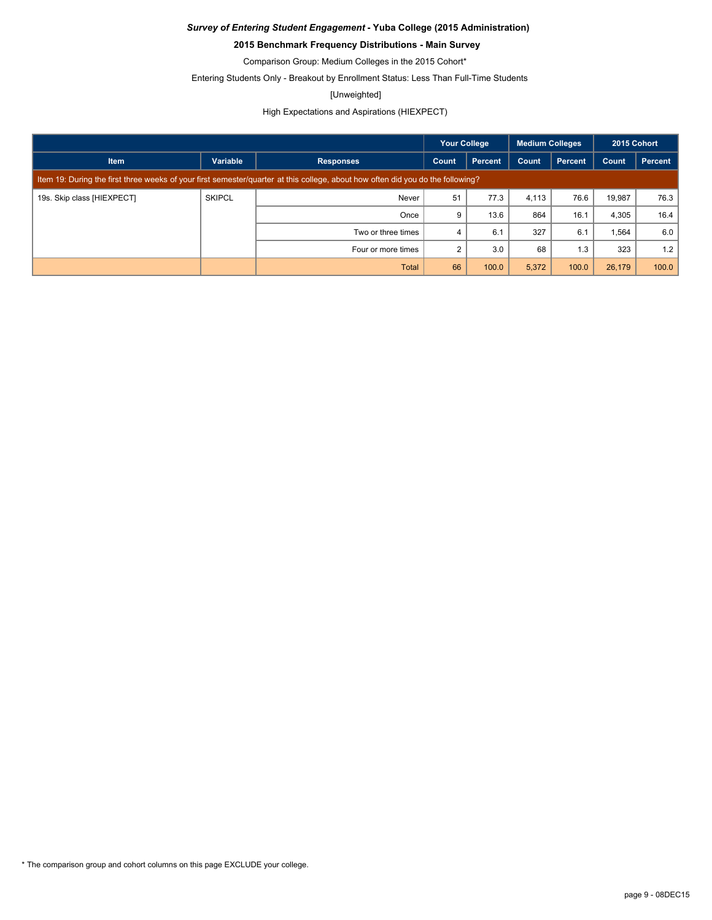***Survey of Entering Student Engagement* - Yuba College (2015 Administration)**

**2015 Benchmark Frequency Distributions - Main Survey**

Comparison Group: Medium Colleges in the 2015 Cohort*

Entering Students Only - Breakout by Enrollment Status: Less Than Full-Time Students

[Unweighted]

High Expectations and Aspirations (HIEXPECT)

| | | | Your College | | Medium Colleges | | 2015 Cohort | |
|---|---|---|---|---|---|---|---|---|
| **Item** | **Variable** | **Responses** | **Count** | **Percent** | **Count** | **Percent** | **Count** | **Percent** |
| Item 19: During the first three weeks of your first semester/quarter at this college, about how often did you do the following? | | | | | | | | |
| 19s. Skip class [HIEXPECT] | SKIPCL | Never | 51 | 77.3 | 4,113 | 76.6 | 19,987 | 76.3 |
| | | Once | 9 | 13.6 | 864 | 16.1 | 4,305 | 16.4 |
| | | Two or three times | 4 | 6.1 | 327 | 6.1 | 1,564 | 6.0 |
| | | Four or more times | 2 | 3.0 | 68 | 1.3 | 323 | 1.2 |
| | | Total | 66 | 100.0 | 5,372 | 100.0 | 26,179 | 100.0 |

* The comparison group and cohort columns on this page EXCLUDE your college.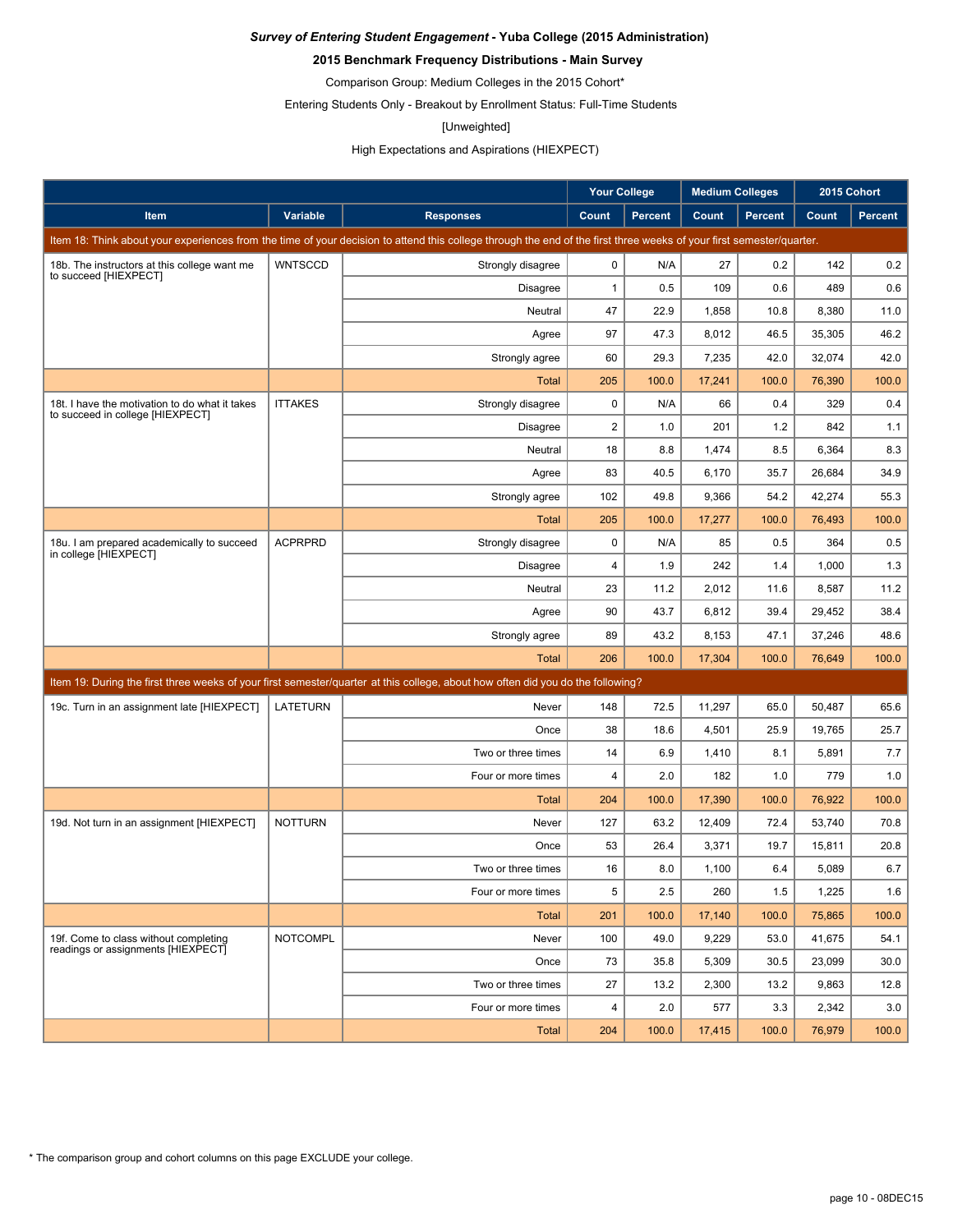***Survey of Entering Student Engagement* - Yuba College (2015 Administration)**

**2015 Benchmark Frequency Distributions - Main Survey**

Comparison Group: Medium Colleges in the 2015 Cohort*

Entering Students Only - Breakout by Enrollment Status: Full-Time Students

[Unweighted]

High Expectations and Aspirations (HIEXPECT)

| | | | Your College | | Medium Colleges | | 2015 Cohort | |
|---|---|---|---|---|---|---|---|---|
| **Item** | **Variable** | **Responses** | **Count** | **Percent** | **Count** | **Percent** | **Count** | **Percent** |
| Item 18: Think about your experiences from the time of your decision to attend this college through the end of the first three weeks of your first semester/quarter. | | | | | | | | |
| 18b. The instructors at this college want me to succeed [HIEXPECT] | WNTSCCD | Strongly disagree | 0 | N/A | 27 | 0.2 | 142 | 0.2 |
| | | Disagree | 1 | 0.5 | 109 | 0.6 | 489 | 0.6 |
| | | Neutral | 47 | 22.9 | 1,858 | 10.8 | 8,380 | 11.0 |
| | | Agree | 97 | 47.3 | 8,012 | 46.5 | 35,305 | 46.2 |
| | | Strongly agree | 60 | 29.3 | 7,235 | 42.0 | 32,074 | 42.0 |
| | | Total | 205 | 100.0 | 17,241 | 100.0 | 76,390 | 100.0 |
| 18t. I have the motivation to do what it takes to succeed in college [HIEXPECT] | ITTAKES | Strongly disagree | 0 | N/A | 66 | 0.4 | 329 | 0.4 |
| | | Disagree | 2 | 1.0 | 201 | 1.2 | 842 | 1.1 |
| | | Neutral | 18 | 8.8 | 1,474 | 8.5 | 6,364 | 8.3 |
| | | Agree | 83 | 40.5 | 6,170 | 35.7 | 26,684 | 34.9 |
| | | Strongly agree | 102 | 49.8 | 9,366 | 54.2 | 42,274 | 55.3 |
| | | Total | 205 | 100.0 | 17,277 | 100.0 | 76,493 | 100.0 |
| 18u. I am prepared academically to succeed in college [HIEXPECT] | ACPRPRD | Strongly disagree | 0 | N/A | 85 | 0.5 | 364 | 0.5 |
| | | Disagree | 4 | 1.9 | 242 | 1.4 | 1,000 | 1.3 |
| | | Neutral | 23 | 11.2 | 2,012 | 11.6 | 8,587 | 11.2 |
| | | Agree | 90 | 43.7 | 6,812 | 39.4 | 29,452 | 38.4 |
| | | Strongly agree | 89 | 43.2 | 8,153 | 47.1 | 37,246 | 48.6 |
| | | Total | 206 | 100.0 | 17,304 | 100.0 | 76,649 | 100.0 |
| Item 19: During the first three weeks of your first semester/quarter at this college, about how often did you do the following? | | | | | | | | |
| 19c. Turn in an assignment late [HIEXPECT] | LATETURN | Never | 148 | 72.5 | 11,297 | 65.0 | 50,487 | 65.6 |
| | | Once | 38 | 18.6 | 4,501 | 25.9 | 19,765 | 25.7 |
| | | Two or three times | 14 | 6.9 | 1,410 | 8.1 | 5,891 | 7.7 |
| | | Four or more times | 4 | 2.0 | 182 | 1.0 | 779 | 1.0 |
| | | Total | 204 | 100.0 | 17,390 | 100.0 | 76,922 | 100.0 |
| 19d. Not turn in an assignment [HIEXPECT] | NOTTURN | Never | 127 | 63.2 | 12,409 | 72.4 | 53,740 | 70.8 |
| | | Once | 53 | 26.4 | 3,371 | 19.7 | 15,811 | 20.8 |
| | | Two or three times | 16 | 8.0 | 1,100 | 6.4 | 5,089 | 6.7 |
| | | Four or more times | 5 | 2.5 | 260 | 1.5 | 1,225 | 1.6 |
| | | Total | 201 | 100.0 | 17,140 | 100.0 | 75,865 | 100.0 |
| 19f. Come to class without completing readings or assignments [HIEXPECT] | NOTCOMPL | Never | 100 | 49.0 | 9,229 | 53.0 | 41,675 | 54.1 |
| | | Once | 73 | 35.8 | 5,309 | 30.5 | 23,099 | 30.0 |
| | | Two or three times | 27 | 13.2 | 2,300 | 13.2 | 9,863 | 12.8 |
| | | Four or more times | 4 | 2.0 | 577 | 3.3 | 2,342 | 3.0 |
| | | Total | 204 | 100.0 | 17,415 | 100.0 | 76,979 | 100.0 |

\* The comparison group and cohort columns on this page EXCLUDE your college.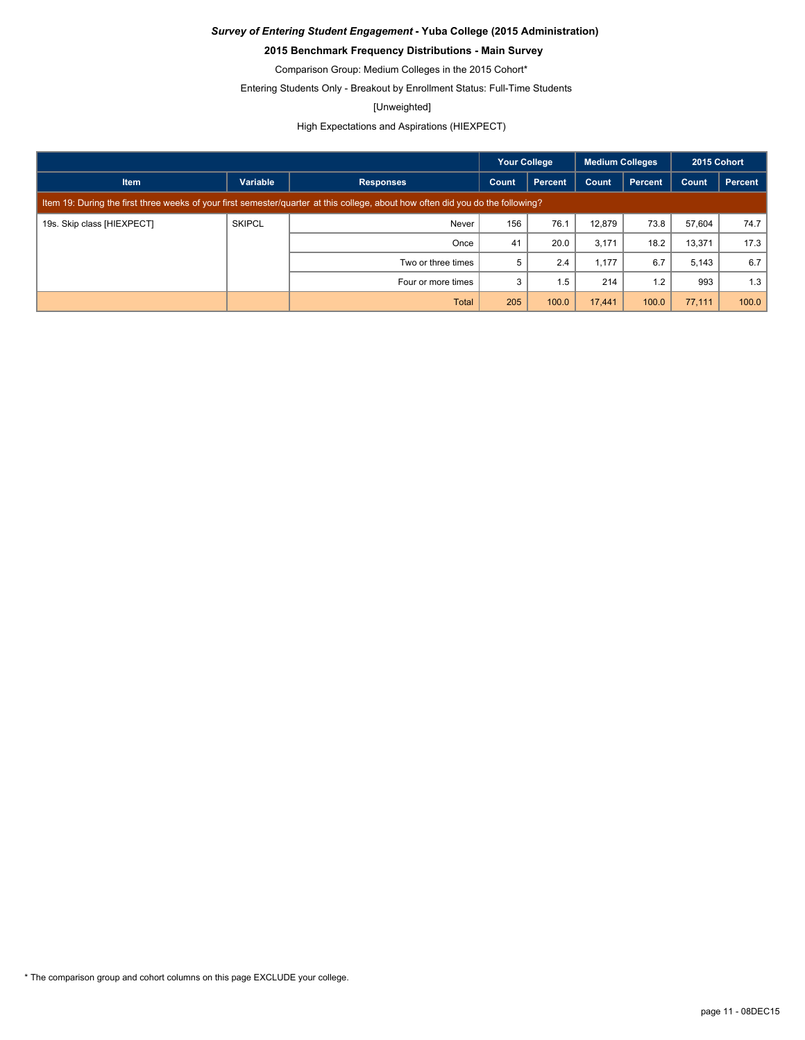***Survey of Entering Student Engagement* - Yuba College (2015 Administration)**

**2015 Benchmark Frequency Distributions - Main Survey**

Comparison Group: Medium Colleges in the 2015 Cohort*

Entering Students Only - Breakout by Enrollment Status: Full-Time Students

[Unweighted]

High Expectations and Aspirations (HIEXPECT)

| | | | Your College | | Medium Colleges | | 2015 Cohort | |
|---|---|---|---|---|---|---|---|---|
| Item | Variable | Responses | Count | Percent | Count | Percent | Count | Percent |
| Item 19: During the first three weeks of your first semester/quarter at this college, about how often did you do the following? | | | | | | | | |
| 19s. Skip class [HIEXPECT] | SKIPCL | Never | 156 | 76.1 | 12,879 | 73.8 | 57,604 | 74.7 |
| | | Once | 41 | 20.0 | 3,171 | 18.2 | 13,371 | 17.3 |
| | | Two or three times | 5 | 2.4 | 1,177 | 6.7 | 5,143 | 6.7 |
| | | Four or more times | 3 | 1.5 | 214 | 1.2 | 993 | 1.3 |
| | | Total | 205 | 100.0 | 17,441 | 100.0 | 77,111 | 100.0 |

* The comparison group and cohort columns on this page EXCLUDE your college.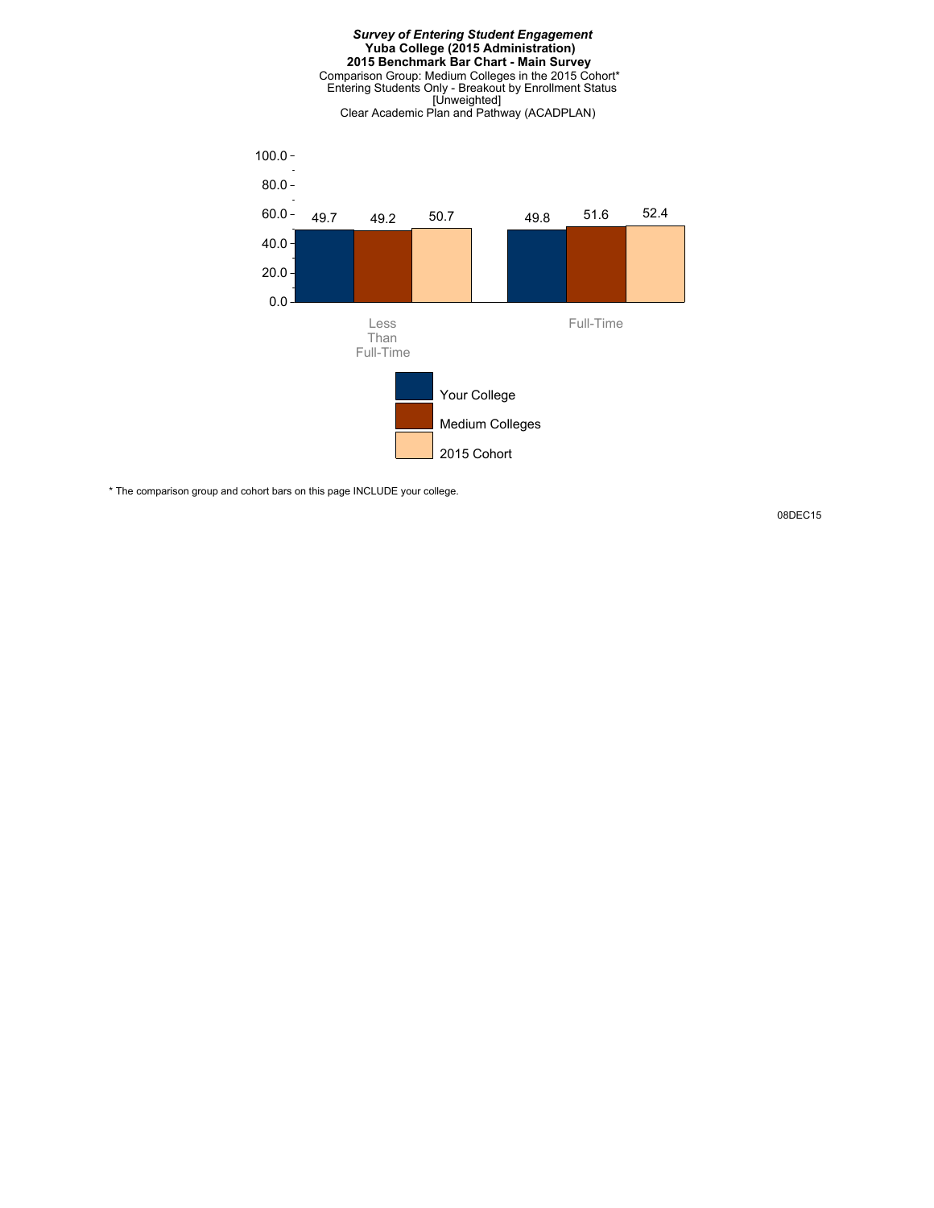***Survey of Entering Student Engagement***
**Yuba College (2015 Administration)**
**2015 Benchmark Bar Chart - Main Survey**
Comparison Group: Medium Colleges in the 2015 Cohort*
Entering Students Only - Breakout by Enrollment Status
[Unweighted]
Clear Academic Plan and Pathway (ACADPLAN)

| | Your College | Medium Colleges | 2015 Cohort |
|---|---|---|---|
| Less Than Full-Time | 49.7 | 49.2 | 50.7 |
| Full-Time | 49.8 | 51.6 | 52.4 |

* The comparison group and cohort bars on this page INCLUDE your college.

08DEC15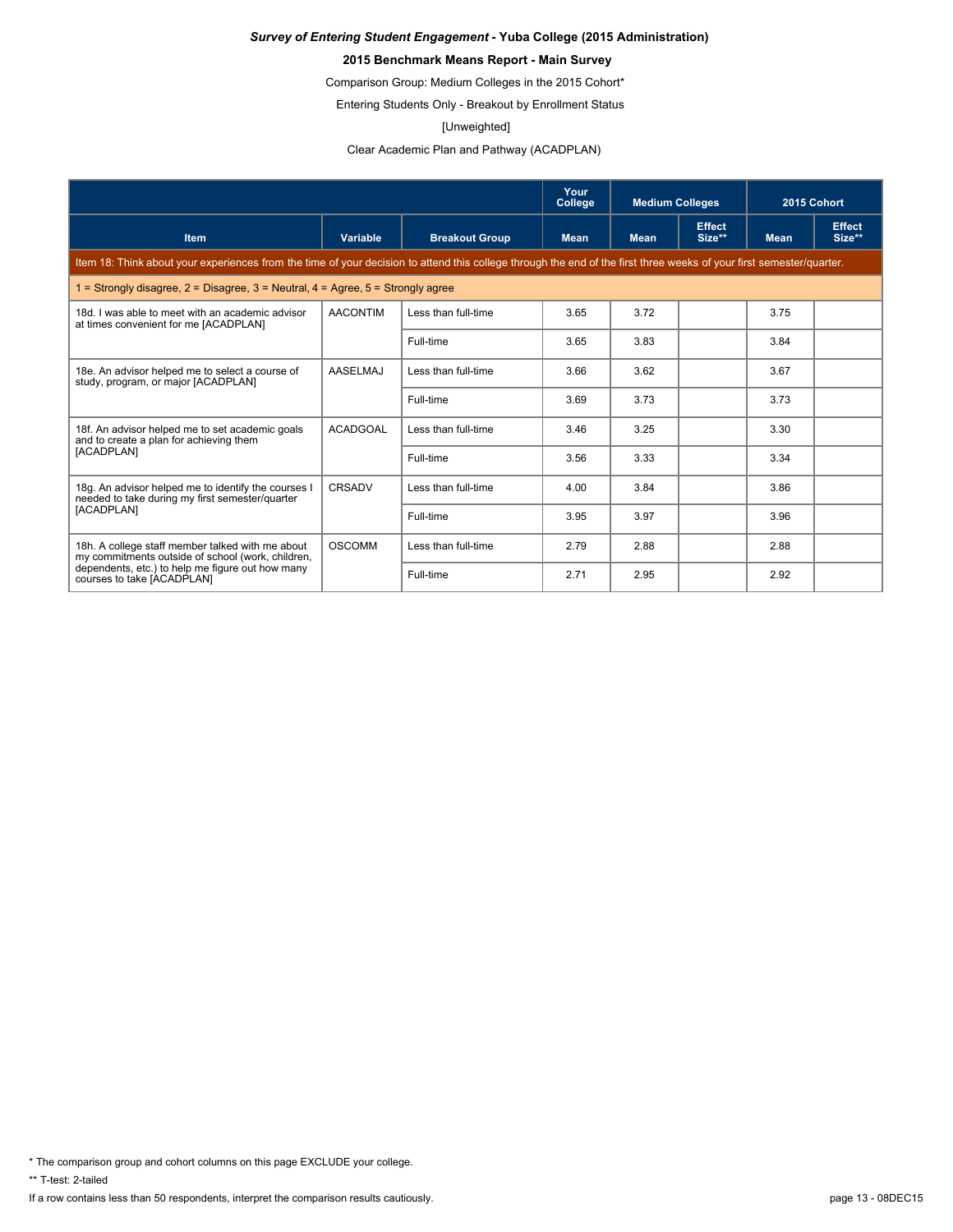***Survey of Entering Student Engagement* - Yuba College (2015 Administration)**

**2015 Benchmark Means Report - Main Survey**

Comparison Group: Medium Colleges in the 2015 Cohort*

Entering Students Only - Breakout by Enrollment Status

[Unweighted]

Clear Academic Plan and Pathway (ACADPLAN)

| | | | Your College | Medium Colleges | | 2015 Cohort | |
|---|---|---|---|---|---|---|---|
| **Item** | **Variable** | **Breakout Group** | **Mean** | **Mean** | **Effect Size**** | **Mean** | **Effect Size**** |
| Item 18: Think about your experiences from the time of your decision to attend this college through the end of the first three weeks of your first semester/quarter. | | | | | | | |
| 1 = Strongly disagree, 2 = Disagree, 3 = Neutral, 4 = Agree, 5 = Strongly agree | | | | | | | |
| 18d. I was able to meet with an academic advisor at times convenient for me [ACADPLAN] | AACONTIM | Less than full-time | 3.65 | 3.72 | | 3.75 | |
| | | Full-time | 3.65 | 3.83 | | 3.84 | |
| 18e. An advisor helped me to select a course of study, program, or major [ACADPLAN] | AASELMAJ | Less than full-time | 3.66 | 3.62 | | 3.67 | |
| | | Full-time | 3.69 | 3.73 | | 3.73 | |
| 18f. An advisor helped me to set academic goals and to create a plan for achieving them [ACADPLAN] | ACADGOAL | Less than full-time | 3.46 | 3.25 | | 3.30 | |
| | | Full-time | 3.56 | 3.33 | | 3.34 | |
| 18g. An advisor helped me to identify the courses I needed to take during my first semester/quarter [ACADPLAN] | CRSADV | Less than full-time | 4.00 | 3.84 | | 3.86 | |
| | | Full-time | 3.95 | 3.97 | | 3.96 | |
| 18h. A college staff member talked with me about my commitments outside of school (work, children, dependents, etc.) to help me figure out how many courses to take [ACADPLAN] | OSCOMM | Less than full-time | 2.79 | 2.88 | | 2.88 | |
| | | Full-time | 2.71 | 2.95 | | 2.92 | |

\* The comparison group and cohort columns on this page EXCLUDE your college.

** T-test: 2-tailed

If a row contains less than 50 respondents, interpret the comparison results cautiously.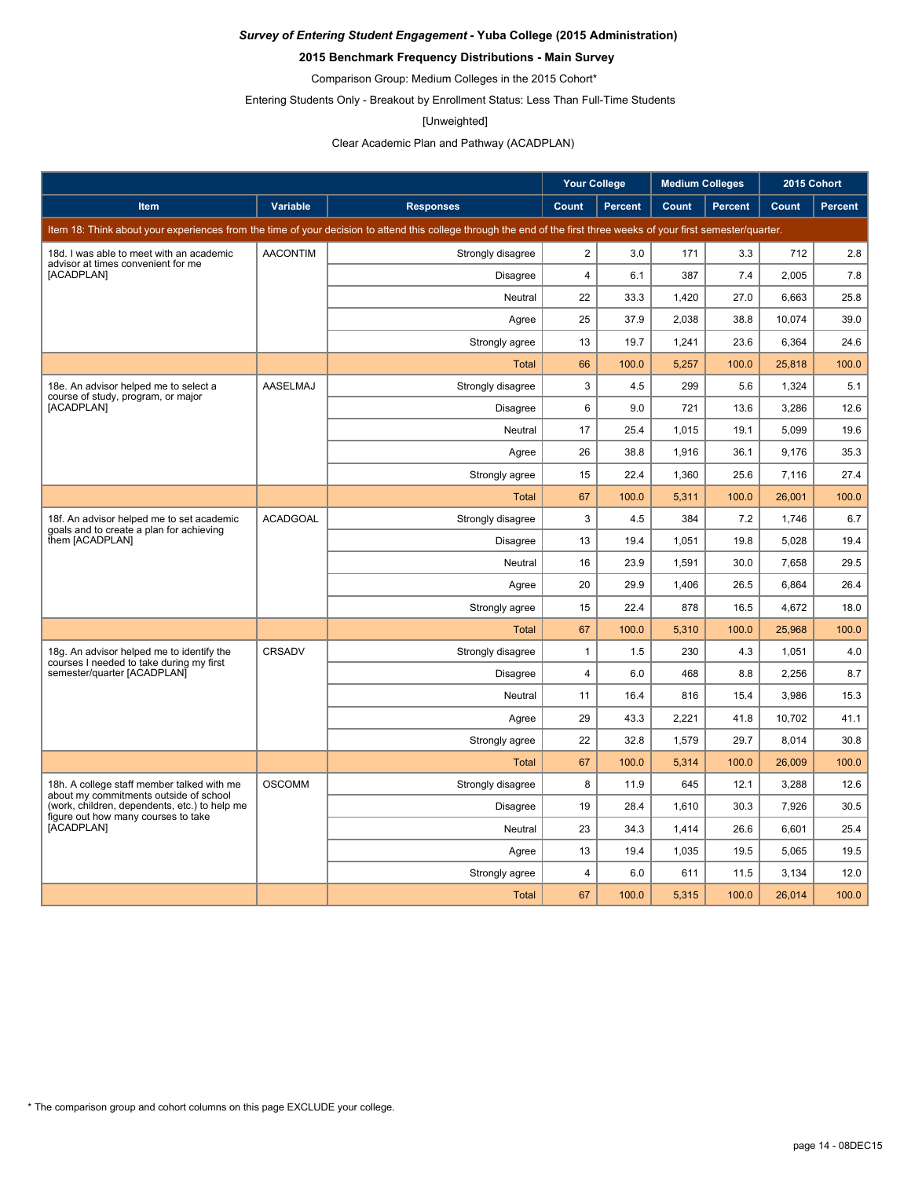***Survey of Entering Student Engagement* - Yuba College (2015 Administration)**

**2015 Benchmark Frequency Distributions - Main Survey**

Comparison Group: Medium Colleges in the 2015 Cohort*

Entering Students Only - Breakout by Enrollment Status: Less Than Full-Time Students

[Unweighted]

Clear Academic Plan and Pathway (ACADPLAN)

| | | | Your College | | Medium Colleges | | 2015 Cohort | |
|---|---|---|---|---|---|---|---|---|
| **Item** | **Variable** | **Responses** | **Count** | **Percent** | **Count** | **Percent** | **Count** | **Percent** |
| Item 18: Think about your experiences from the time of your decision to attend this college through the end of the first three weeks of your first semester/quarter. | | | | | | | | |
| 18d. I was able to meet with an academic advisor at times convenient for me [ACADPLAN] | AACONTIM | Strongly disagree | 2 | 3.0 | 171 | 3.3 | 712 | 2.8 |
| | | Disagree | 4 | 6.1 | 387 | 7.4 | 2,005 | 7.8 |
| | | Neutral | 22 | 33.3 | 1,420 | 27.0 | 6,663 | 25.8 |
| | | Agree | 25 | 37.9 | 2,038 | 38.8 | 10,074 | 39.0 |
| | | Strongly agree | 13 | 19.7 | 1,241 | 23.6 | 6,364 | 24.6 |
| | | Total | 66 | 100.0 | 5,257 | 100.0 | 25,818 | 100.0 |
| 18e. An advisor helped me to select a course of study, program, or major [ACADPLAN] | AASELMAJ | Strongly disagree | 3 | 4.5 | 299 | 5.6 | 1,324 | 5.1 |
| | | Disagree | 6 | 9.0 | 721 | 13.6 | 3,286 | 12.6 |
| | | Neutral | 17 | 25.4 | 1,015 | 19.1 | 5,099 | 19.6 |
| | | Agree | 26 | 38.8 | 1,916 | 36.1 | 9,176 | 35.3 |
| | | Strongly agree | 15 | 22.4 | 1,360 | 25.6 | 7,116 | 27.4 |
| | | Total | 67 | 100.0 | 5,311 | 100.0 | 26,001 | 100.0 |
| 18f. An advisor helped me to set academic goals and to create a plan for achieving them [ACADPLAN] | ACADGOAL | Strongly disagree | 3 | 4.5 | 384 | 7.2 | 1,746 | 6.7 |
| | | Disagree | 13 | 19.4 | 1,051 | 19.8 | 5,028 | 19.4 |
| | | Neutral | 16 | 23.9 | 1,591 | 30.0 | 7,658 | 29.5 |
| | | Agree | 20 | 29.9 | 1,406 | 26.5 | 6,864 | 26.4 |
| | | Strongly agree | 15 | 22.4 | 878 | 16.5 | 4,672 | 18.0 |
| | | Total | 67 | 100.0 | 5,310 | 100.0 | 25,968 | 100.0 |
| 18g. An advisor helped me to identify the courses I needed to take during my first semester/quarter [ACADPLAN] | CRSADV | Strongly disagree | 1 | 1.5 | 230 | 4.3 | 1,051 | 4.0 |
| | | Disagree | 4 | 6.0 | 468 | 8.8 | 2,256 | 8.7 |
| | | Neutral | 11 | 16.4 | 816 | 15.4 | 3,986 | 15.3 |
| | | Agree | 29 | 43.3 | 2,221 | 41.8 | 10,702 | 41.1 |
| | | Strongly agree | 22 | 32.8 | 1,579 | 29.7 | 8,014 | 30.8 |
| | | Total | 67 | 100.0 | 5,314 | 100.0 | 26,009 | 100.0 |
| 18h. A college staff member talked with me about my commitments outside of school (work, children, dependents, etc.) to help me figure out how many courses to take [ACADPLAN] | OSCOMM | Strongly disagree | 8 | 11.9 | 645 | 12.1 | 3,288 | 12.6 |
| | | Disagree | 19 | 28.4 | 1,610 | 30.3 | 7,926 | 30.5 |
| | | Neutral | 23 | 34.3 | 1,414 | 26.6 | 6,601 | 25.4 |
| | | Agree | 13 | 19.4 | 1,035 | 19.5 | 5,065 | 19.5 |
| | | Strongly agree | 4 | 6.0 | 611 | 11.5 | 3,134 | 12.0 |
| | | Total | 67 | 100.0 | 5,315 | 100.0 | 26,014 | 100.0 |

* The comparison group and cohort columns on this page EXCLUDE your college.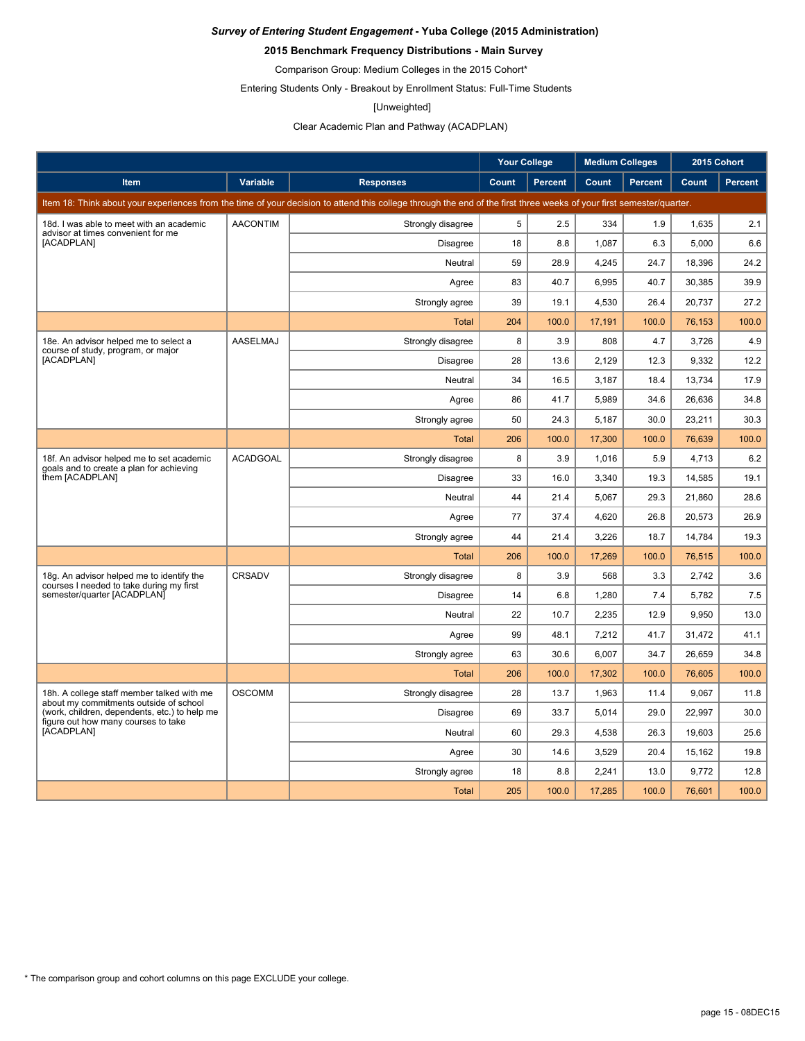***Survey of Entering Student Engagement* - Yuba College (2015 Administration)**

**2015 Benchmark Frequency Distributions - Main Survey**

Comparison Group: Medium Colleges in the 2015 Cohort*

Entering Students Only - Breakout by Enrollment Status: Full-Time Students

[Unweighted]

Clear Academic Plan and Pathway (ACADPLAN)

| | | | Your College | | Medium Colleges | | 2015 Cohort | |
|---|---|---|---|---|---|---|---|---|
| **Item** | **Variable** | **Responses** | **Count** | **Percent** | **Count** | **Percent** | **Count** | **Percent** |
| Item 18: Think about your experiences from the time of your decision to attend this college through the end of the first three weeks of your first semester/quarter. | | | | | | | | |
| 18d. I was able to meet with an academic advisor at times convenient for me [ACADPLAN] | AACONTIM | Strongly disagree | 5 | 2.5 | 334 | 1.9 | 1,635 | 2.1 |
| | | Disagree | 18 | 8.8 | 1,087 | 6.3 | 5,000 | 6.6 |
| | | Neutral | 59 | 28.9 | 4,245 | 24.7 | 18,396 | 24.2 |
| | | Agree | 83 | 40.7 | 6,995 | 40.7 | 30,385 | 39.9 |
| | | Strongly agree | 39 | 19.1 | 4,530 | 26.4 | 20,737 | 27.2 |
| | | Total | 204 | 100.0 | 17,191 | 100.0 | 76,153 | 100.0 |
| 18e. An advisor helped me to select a course of study, program, or major [ACADPLAN] | AASELMAJ | Strongly disagree | 8 | 3.9 | 808 | 4.7 | 3,726 | 4.9 |
| | | Disagree | 28 | 13.6 | 2,129 | 12.3 | 9,332 | 12.2 |
| | | Neutral | 34 | 16.5 | 3,187 | 18.4 | 13,734 | 17.9 |
| | | Agree | 86 | 41.7 | 5,989 | 34.6 | 26,636 | 34.8 |
| | | Strongly agree | 50 | 24.3 | 5,187 | 30.0 | 23,211 | 30.3 |
| | | Total | 206 | 100.0 | 17,300 | 100.0 | 76,639 | 100.0 |
| 18f. An advisor helped me to set academic goals and to create a plan for achieving them [ACADPLAN] | ACADGOAL | Strongly disagree | 8 | 3.9 | 1,016 | 5.9 | 4,713 | 6.2 |
| | | Disagree | 33 | 16.0 | 3,340 | 19.3 | 14,585 | 19.1 |
| | | Neutral | 44 | 21.4 | 5,067 | 29.3 | 21,860 | 28.6 |
| | | Agree | 77 | 37.4 | 4,620 | 26.8 | 20,573 | 26.9 |
| | | Strongly agree | 44 | 21.4 | 3,226 | 18.7 | 14,784 | 19.3 |
| | | Total | 206 | 100.0 | 17,269 | 100.0 | 76,515 | 100.0 |
| 18g. An advisor helped me to identify the courses I needed to take during my first semester/quarter [ACADPLAN] | CRSADV | Strongly disagree | 8 | 3.9 | 568 | 3.3 | 2,742 | 3.6 |
| | | Disagree | 14 | 6.8 | 1,280 | 7.4 | 5,782 | 7.5 |
| | | Neutral | 22 | 10.7 | 2,235 | 12.9 | 9,950 | 13.0 |
| | | Agree | 99 | 48.1 | 7,212 | 41.7 | 31,472 | 41.1 |
| | | Strongly agree | 63 | 30.6 | 6,007 | 34.7 | 26,659 | 34.8 |
| | | Total | 206 | 100.0 | 17,302 | 100.0 | 76,605 | 100.0 |
| 18h. A college staff member talked with me about my commitments outside of school (work, children, dependents, etc.) to help me figure out how many courses to take [ACADPLAN] | OSCOMM | Strongly disagree | 28 | 13.7 | 1,963 | 11.4 | 9,067 | 11.8 |
| | | Disagree | 69 | 33.7 | 5,014 | 29.0 | 22,997 | 30.0 |
| | | Neutral | 60 | 29.3 | 4,538 | 26.3 | 19,603 | 25.6 |
| | | Agree | 30 | 14.6 | 3,529 | 20.4 | 15,162 | 19.8 |
| | | Strongly agree | 18 | 8.8 | 2,241 | 13.0 | 9,772 | 12.8 |
| | | Total | 205 | 100.0 | 17,285 | 100.0 | 76,601 | 100.0 |

* The comparison group and cohort columns on this page EXCLUDE your college.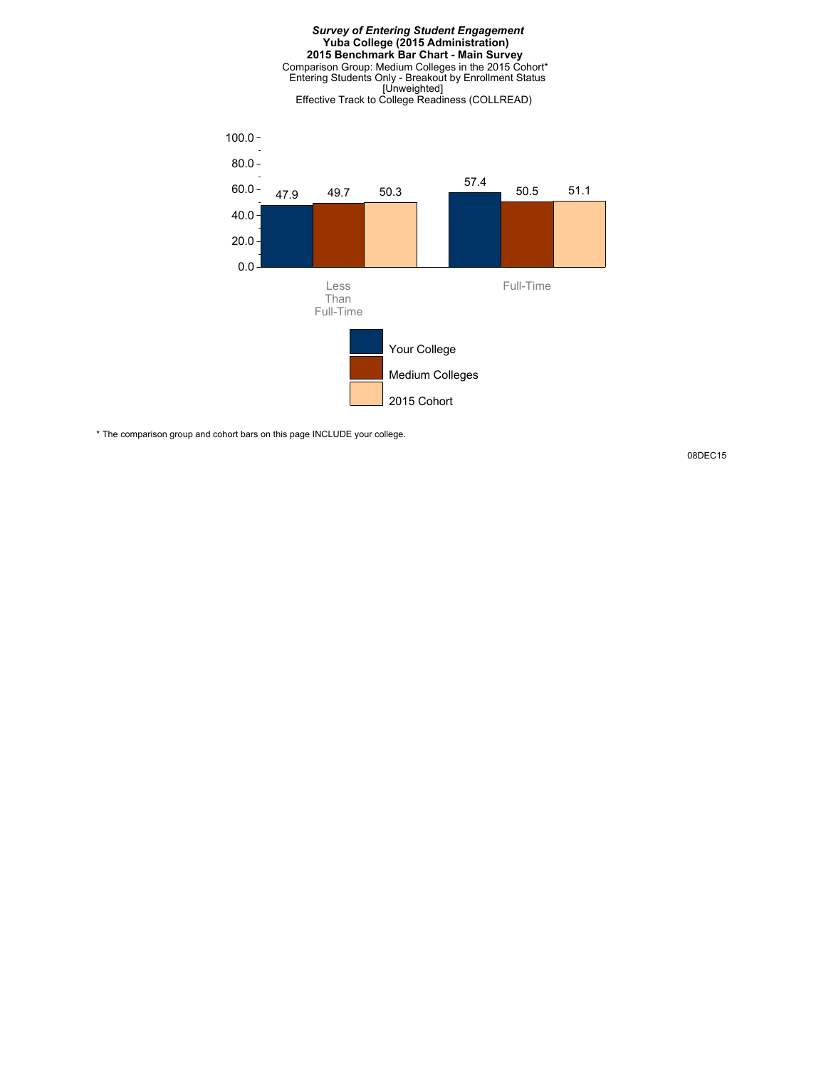***Survey of Entering Student Engagement***
**Yuba College (2015 Administration)**
**2015 Benchmark Bar Chart - Main Survey**
Comparison Group: Medium Colleges in the 2015 Cohort*
Entering Students Only - Breakout by Enrollment Status
[Unweighted]
Effective Track to College Readiness (COLLREAD)

| | Your College | Medium Colleges | 2015 Cohort |
|---|---|---|---|
| Less Than Full-Time | 47.9 | 49.7 | 50.3 |
| Full-Time | 57.4 | 50.5 | 51.1 |

\* The comparison group and cohort bars on this page INCLUDE your college.

08DEC15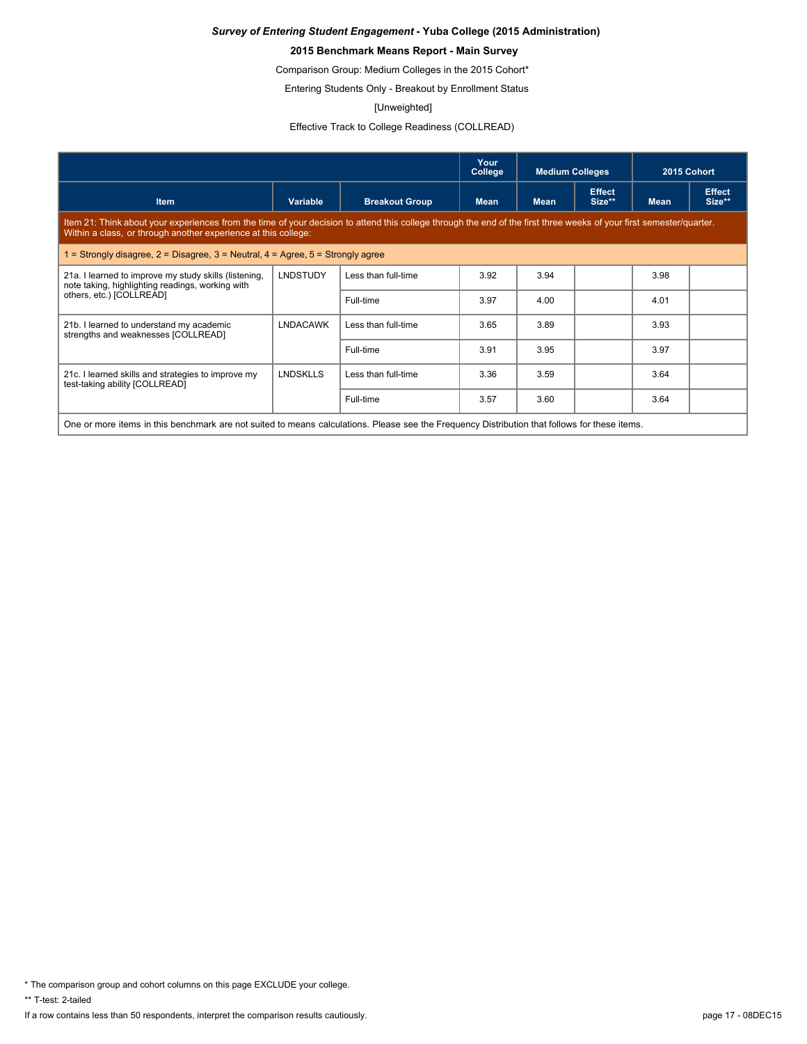***Survey of Entering Student Engagement* - Yuba College (2015 Administration)**

**2015 Benchmark Means Report - Main Survey**

Comparison Group: Medium Colleges in the 2015 Cohort*

Entering Students Only - Breakout by Enrollment Status

[Unweighted]

Effective Track to College Readiness (COLLREAD)

| | | | Your College | Medium Colleges | | 2015 Cohort | |
|---|---|---|---|---|---|---|---|
| **Item** | **Variable** | **Breakout Group** | **Mean** | **Mean** | **Effect Size**** | **Mean** | **Effect Size**** |
| Item 21: Think about your experiences from the time of your decision to attend this college through the end of the first three weeks of your first semester/quarter. Within a class, or through another experience at this college: | | | | | | | |
| 1 = Strongly disagree, 2 = Disagree, 3 = Neutral, 4 = Agree, 5 = Strongly agree | | | | | | | |
| 21a. I learned to improve my study skills (listening, note taking, highlighting readings, working with others, etc.) [COLLREAD] | LNDSTUDY | Less than full-time | 3.92 | 3.94 | | 3.98 | |
| | | Full-time | 3.97 | 4.00 | | 4.01 | |
| 21b. I learned to understand my academic strengths and weaknesses [COLLREAD] | LNDACAWK | Less than full-time | 3.65 | 3.89 | | 3.93 | |
| | | Full-time | 3.91 | 3.95 | | 3.97 | |
| 21c. I learned skills and strategies to improve my test-taking ability [COLLREAD] | LNDSKLLS | Less than full-time | 3.36 | 3.59 | | 3.64 | |
| | | Full-time | 3.57 | 3.60 | | 3.64 | |

One or more items in this benchmark are not suited to means calculations. Please see the Frequency Distribution that follows for these items.

\* The comparison group and cohort columns on this page EXCLUDE your college.

\*\* T-test: 2-tailed

If a row contains less than 50 respondents, interpret the comparison results cautiously.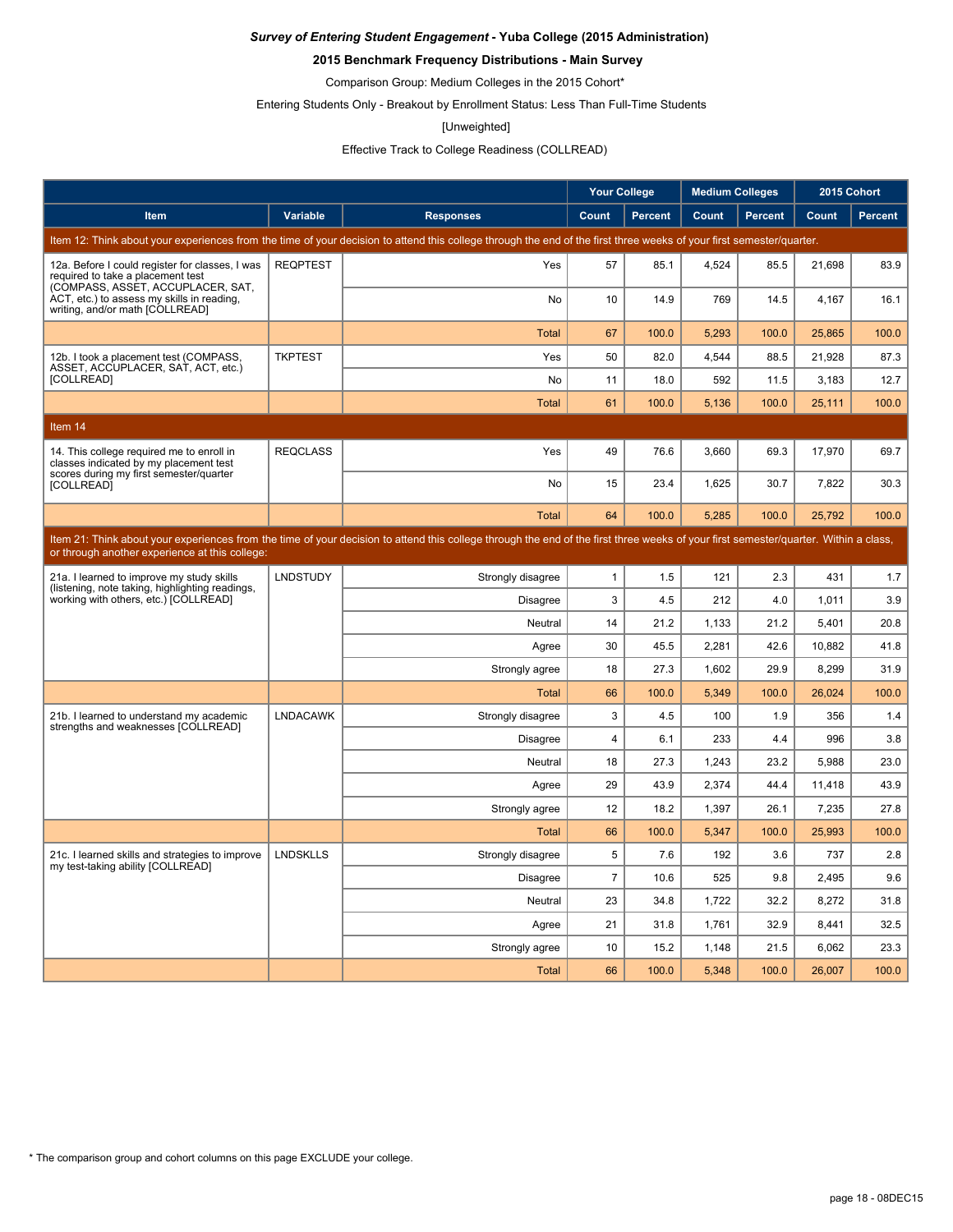***Survey of Entering Student Engagement* - Yuba College (2015 Administration)**

**2015 Benchmark Frequency Distributions - Main Survey**

Comparison Group: Medium Colleges in the 2015 Cohort*

Entering Students Only - Breakout by Enrollment Status: Less Than Full-Time Students

[Unweighted]

Effective Track to College Readiness (COLLREAD)

| | | | Your College | | Medium Colleges | | 2015 Cohort | |
|---|---|---|---|---|---|---|---|---|
| **Item** | **Variable** | **Responses** | **Count** | **Percent** | **Count** | **Percent** | **Count** | **Percent** |
| Item 12: Think about your experiences from the time of your decision to attend this college through the end of the first three weeks of your first semester/quarter. | | | | | | | | |
| 12a. Before I could register for classes, I was required to take a placement test (COMPASS, ASSET, ACCUPLACER, SAT, ACT, etc.) to assess my skills in reading, writing, and/or math [COLLREAD] | REQPTEST | Yes | 57 | 85.1 | 4,524 | 85.5 | 21,698 | 83.9 |
| | | No | 10 | 14.9 | 769 | 14.5 | 4,167 | 16.1 |
| | | Total | 67 | 100.0 | 5,293 | 100.0 | 25,865 | 100.0 |
| 12b. I took a placement test (COMPASS, ASSET, ACCUPLACER, SAT, ACT, etc.) [COLLREAD] | TKPTEST | Yes | 50 | 82.0 | 4,544 | 88.5 | 21,928 | 87.3 |
| | | No | 11 | 18.0 | 592 | 11.5 | 3,183 | 12.7 |
| | | Total | 61 | 100.0 | 5,136 | 100.0 | 25,111 | 100.0 |
| Item 14 | | | | | | | | |
| 14. This college required me to enroll in classes indicated by my placement test scores during my first semester/quarter [COLLREAD] | REQCLASS | Yes | 49 | 76.6 | 3,660 | 69.3 | 17,970 | 69.7 |
| | | No | 15 | 23.4 | 1,625 | 30.7 | 7,822 | 30.3 |
| | | Total | 64 | 100.0 | 5,285 | 100.0 | 25,792 | 100.0 |
| Item 21: Think about your experiences from the time of your decision to attend this college through the end of the first three weeks of your first semester/quarter. Within a class, or through another experience at this college: | | | | | | | | |
| 21a. I learned to improve my study skills (listening, note taking, highlighting readings, working with others, etc.) [COLLREAD] | LNDSTUDY | Strongly disagree | 1 | 1.5 | 121 | 2.3 | 431 | 1.7 |
| | | Disagree | 3 | 4.5 | 212 | 4.0 | 1,011 | 3.9 |
| | | Neutral | 14 | 21.2 | 1,133 | 21.2 | 5,401 | 20.8 |
| | | Agree | 30 | 45.5 | 2,281 | 42.6 | 10,882 | 41.8 |
| | | Strongly agree | 18 | 27.3 | 1,602 | 29.9 | 8,299 | 31.9 |
| | | Total | 66 | 100.0 | 5,349 | 100.0 | 26,024 | 100.0 |
| 21b. I learned to understand my academic strengths and weaknesses [COLLREAD] | LNDACAWK | Strongly disagree | 3 | 4.5 | 100 | 1.9 | 356 | 1.4 |
| | | Disagree | 4 | 6.1 | 233 | 4.4 | 996 | 3.8 |
| | | Neutral | 18 | 27.3 | 1,243 | 23.2 | 5,988 | 23.0 |
| | | Agree | 29 | 43.9 | 2,374 | 44.4 | 11,418 | 43.9 |
| | | Strongly agree | 12 | 18.2 | 1,397 | 26.1 | 7,235 | 27.8 |
| | | Total | 66 | 100.0 | 5,347 | 100.0 | 25,993 | 100.0 |
| 21c. I learned skills and strategies to improve my test-taking ability [COLLREAD] | LNDSKLLS | Strongly disagree | 5 | 7.6 | 192 | 3.6 | 737 | 2.8 |
| | | Disagree | 7 | 10.6 | 525 | 9.8 | 2,495 | 9.6 |
| | | Neutral | 23 | 34.8 | 1,722 | 32.2 | 8,272 | 31.8 |
| | | Agree | 21 | 31.8 | 1,761 | 32.9 | 8,441 | 32.5 |
| | | Strongly agree | 10 | 15.2 | 1,148 | 21.5 | 6,062 | 23.3 |
| | | Total | 66 | 100.0 | 5,348 | 100.0 | 26,007 | 100.0 |

* The comparison group and cohort columns on this page EXCLUDE your college.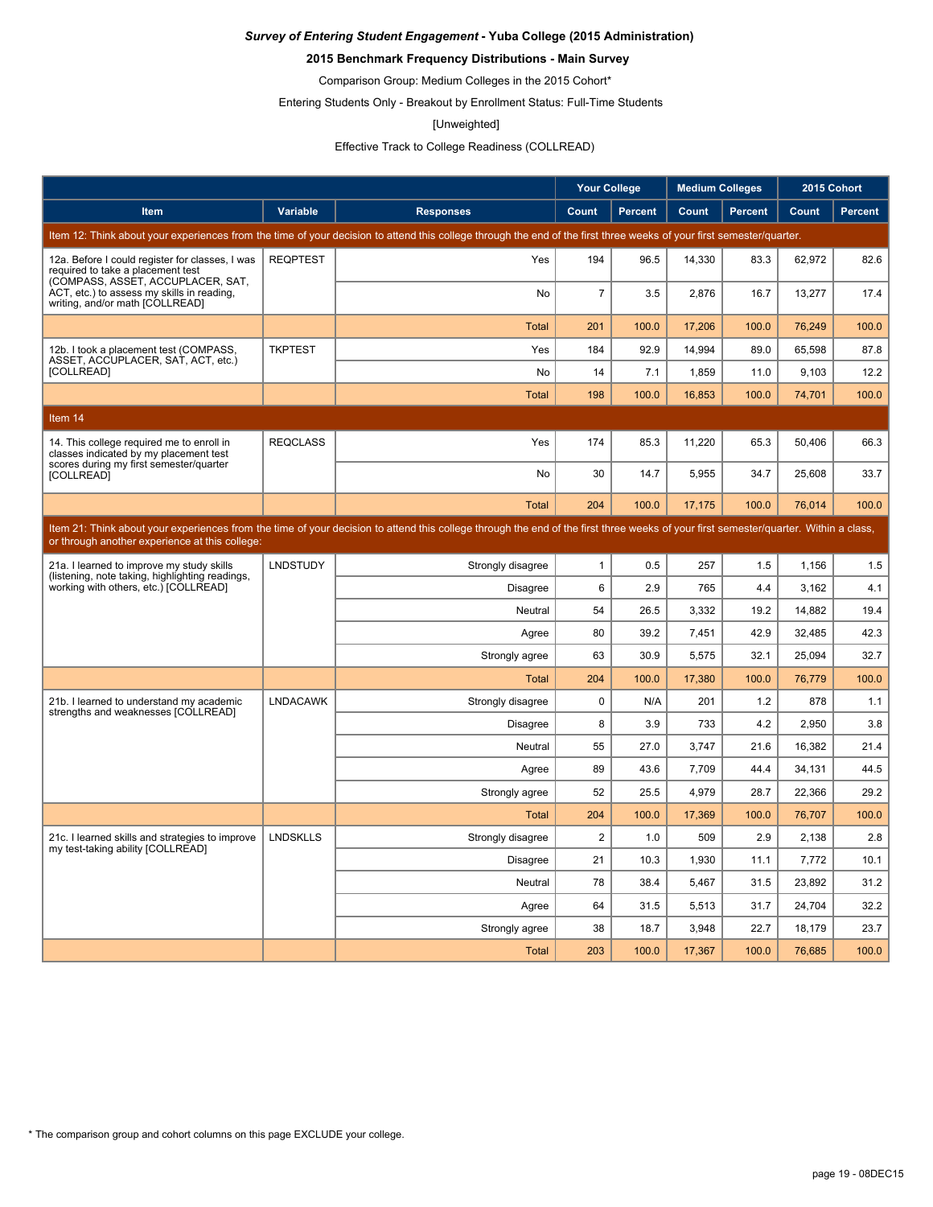***Survey of Entering Student Engagement* - Yuba College (2015 Administration)**

**2015 Benchmark Frequency Distributions - Main Survey**

Comparison Group: Medium Colleges in the 2015 Cohort*

Entering Students Only - Breakout by Enrollment Status: Full-Time Students

[Unweighted]

Effective Track to College Readiness (COLLREAD)

| | | | Your College | | Medium Colleges | | 2015 Cohort | |
|---|---|---|---|---|---|---|---|---|
| **Item** | **Variable** | **Responses** | **Count** | **Percent** | **Count** | **Percent** | **Count** | **Percent** |
| Item 12: Think about your experiences from the time of your decision to attend this college through the end of the first three weeks of your first semester/quarter. | | | | | | | | |
| 12a. Before I could register for classes, I was required to take a placement test (COMPASS, ASSET, ACCUPLACER, SAT, ACT, etc.) to assess my skills in reading, writing, and/or math [COLLREAD] | REQPTEST | Yes | 194 | 96.5 | 14,330 | 83.3 | 62,972 | 82.6 |
| | | No | 7 | 3.5 | 2,876 | 16.7 | 13,277 | 17.4 |
| | | Total | 201 | 100.0 | 17,206 | 100.0 | 76,249 | 100.0 |
| 12b. I took a placement test (COMPASS, ASSET, ACCUPLACER, SAT, ACT, etc.) [COLLREAD] | TKPTEST | Yes | 184 | 92.9 | 14,994 | 89.0 | 65,598 | 87.8 |
| | | No | 14 | 7.1 | 1,859 | 11.0 | 9,103 | 12.2 |
| | | Total | 198 | 100.0 | 16,853 | 100.0 | 74,701 | 100.0 |
| Item 14 | | | | | | | | |
| 14. This college required me to enroll in classes indicated by my placement test scores during my first semester/quarter [COLLREAD] | REQCLASS | Yes | 174 | 85.3 | 11,220 | 65.3 | 50,406 | 66.3 |
| | | No | 30 | 14.7 | 5,955 | 34.7 | 25,608 | 33.7 |
| | | Total | 204 | 100.0 | 17,175 | 100.0 | 76,014 | 100.0 |
| Item 21: Think about your experiences from the time of your decision to attend this college through the end of the first three weeks of your first semester/quarter. Within a class, or through another experience at this college: | | | | | | | | |
| 21a. I learned to improve my study skills (listening, note taking, highlighting readings, working with others, etc.) [COLLREAD] | LNDSTUDY | Strongly disagree | 1 | 0.5 | 257 | 1.5 | 1,156 | 1.5 |
| | | Disagree | 6 | 2.9 | 765 | 4.4 | 3,162 | 4.1 |
| | | Neutral | 54 | 26.5 | 3,332 | 19.2 | 14,882 | 19.4 |
| | | Agree | 80 | 39.2 | 7,451 | 42.9 | 32,485 | 42.3 |
| | | Strongly agree | 63 | 30.9 | 5,575 | 32.1 | 25,094 | 32.7 |
| | | Total | 204 | 100.0 | 17,380 | 100.0 | 76,779 | 100.0 |
| 21b. I learned to understand my academic strengths and weaknesses [COLLREAD] | LNDACAWK | Strongly disagree | 0 | N/A | 201 | 1.2 | 878 | 1.1 |
| | | Disagree | 8 | 3.9 | 733 | 4.2 | 2,950 | 3.8 |
| | | Neutral | 55 | 27.0 | 3,747 | 21.6 | 16,382 | 21.4 |
| | | Agree | 89 | 43.6 | 7,709 | 44.4 | 34,131 | 44.5 |
| | | Strongly agree | 52 | 25.5 | 4,979 | 28.7 | 22,366 | 29.2 |
| | | Total | 204 | 100.0 | 17,369 | 100.0 | 76,707 | 100.0 |
| 21c. I learned skills and strategies to improve my test-taking ability [COLLREAD] | LNDSKLLS | Strongly disagree | 2 | 1.0 | 509 | 2.9 | 2,138 | 2.8 |
| | | Disagree | 21 | 10.3 | 1,930 | 11.1 | 7,772 | 10.1 |
| | | Neutral | 78 | 38.4 | 5,467 | 31.5 | 23,892 | 31.2 |
| | | Agree | 64 | 31.5 | 5,513 | 31.7 | 24,704 | 32.2 |
| | | Strongly agree | 38 | 18.7 | 3,948 | 22.7 | 18,179 | 23.7 |
| | | Total | 203 | 100.0 | 17,367 | 100.0 | 76,685 | 100.0 |

* The comparison group and cohort columns on this page EXCLUDE your college.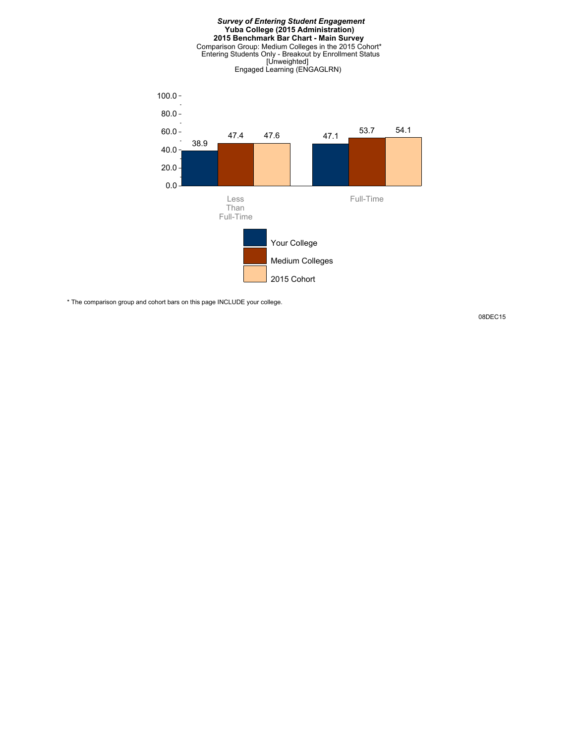***Survey of Entering Student Engagement***
**Yuba College (2015 Administration)**
**2015 Benchmark Bar Chart - Main Survey**
Comparison Group: Medium Colleges in the 2015 Cohort*
Entering Students Only - Breakout by Enrollment Status
[Unweighted]
Engaged Learning (ENGAGLRN)

| | Your College | Medium Colleges | 2015 Cohort |
|---|---|---|---|
| Less Than Full-Time | 38.9 | 47.4 | 47.6 |
| Full-Time | 47.1 | 53.7 | 54.1 |

\* The comparison group and cohort bars on this page INCLUDE your college.

08DEC15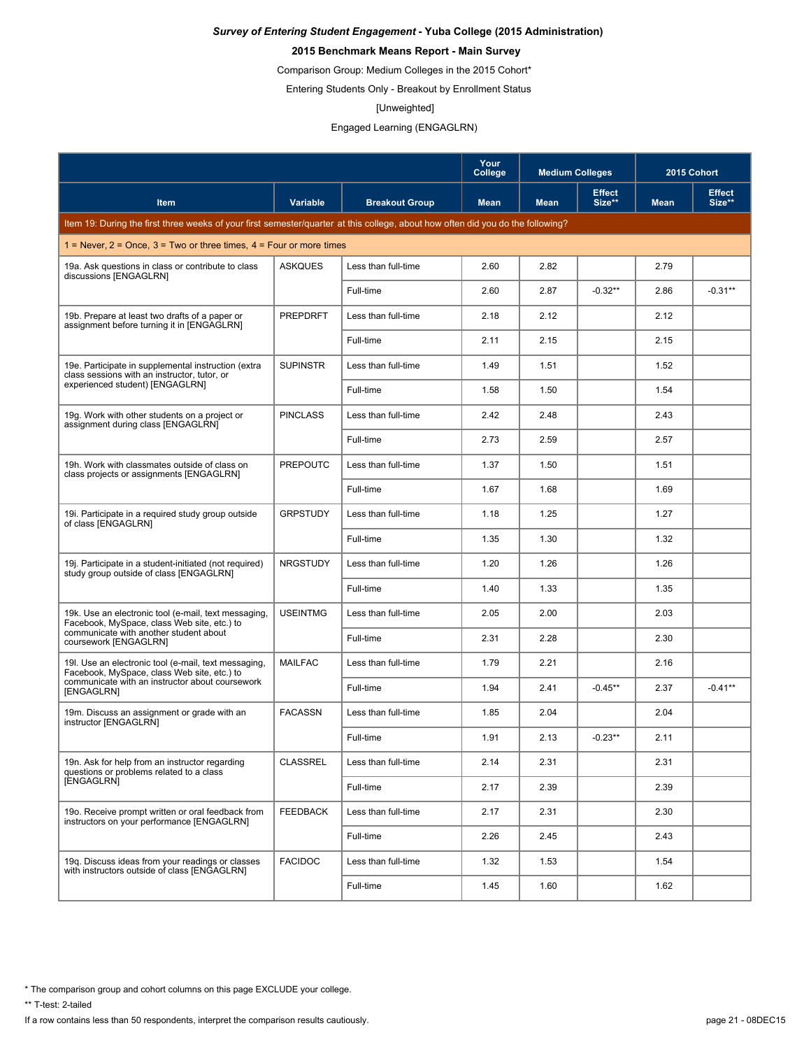***Survey of Entering Student Engagement* - Yuba College (2015 Administration)**

**2015 Benchmark Means Report - Main Survey**

Comparison Group: Medium Colleges in the 2015 Cohort*

Entering Students Only - Breakout by Enrollment Status

[Unweighted]

Engaged Learning (ENGAGLRN)

| | | | Your College | Medium Colleges | | 2015 Cohort | |
|---|---|---|---|---|---|---|---|
| **Item** | **Variable** | **Breakout Group** | **Mean** | **Mean** | **Effect Size**** | **Mean** | **Effect Size**** |
| Item 19: During the first three weeks of your first semester/quarter at this college, about how often did you do the following? | | | | | | | |
| 1 = Never, 2 = Once, 3 = Two or three times, 4 = Four or more times | | | | | | | |
| 19a. Ask questions in class or contribute to class discussions [ENGAGLRN] | ASKQUES | Less than full-time | 2.60 | 2.82 | | 2.79 | |
| | | Full-time | 2.60 | 2.87 | -0.32** | 2.86 | -0.31** |
| 19b. Prepare at least two drafts of a paper or assignment before turning it in [ENGAGLRN] | PREPDRFT | Less than full-time | 2.18 | 2.12 | | 2.12 | |
| | | Full-time | 2.11 | 2.15 | | 2.15 | |
| 19e. Participate in supplemental instruction (extra class sessions with an instructor, tutor, or experienced student) [ENGAGLRN] | SUPINSTR | Less than full-time | 1.49 | 1.51 | | 1.52 | |
| | | Full-time | 1.58 | 1.50 | | 1.54 | |
| 19g. Work with other students on a project or assignment during class [ENGAGLRN] | PINCLASS | Less than full-time | 2.42 | 2.48 | | 2.43 | |
| | | Full-time | 2.73 | 2.59 | | 2.57 | |
| 19h. Work with classmates outside of class on class projects or assignments [ENGAGLRN] | PREPOUTC | Less than full-time | 1.37 | 1.50 | | 1.51 | |
| | | Full-time | 1.67 | 1.68 | | 1.69 | |
| 19i. Participate in a required study group outside of class [ENGAGLRN] | GRPSTUDY | Less than full-time | 1.18 | 1.25 | | 1.27 | |
| | | Full-time | 1.35 | 1.30 | | 1.32 | |
| 19j. Participate in a student-initiated (not required) study group outside of class [ENGAGLRN] | NRGSTUDY | Less than full-time | 1.20 | 1.26 | | 1.26 | |
| | | Full-time | 1.40 | 1.33 | | 1.35 | |
| 19k. Use an electronic tool (e-mail, text messaging, Facebook, MySpace, class Web site, etc.) to communicate with another student about coursework [ENGAGLRN] | USEINTMG | Less than full-time | 2.05 | 2.00 | | 2.03 | |
| | | Full-time | 2.31 | 2.28 | | 2.30 | |
| 19l. Use an electronic tool (e-mail, text messaging, Facebook, MySpace, class Web site, etc.) to communicate with an instructor about coursework [ENGAGLRN] | MAILFAC | Less than full-time | 1.79 | 2.21 | | 2.16 | |
| | | Full-time | 1.94 | 2.41 | -0.45** | 2.37 | -0.41** |
| 19m. Discuss an assignment or grade with an instructor [ENGAGLRN] | FACASSN | Less than full-time | 1.85 | 2.04 | | 2.04 | |
| | | Full-time | 1.91 | 2.13 | -0.23** | 2.11 | |
| 19n. Ask for help from an instructor regarding questions or problems related to a class [ENGAGLRN] | CLASSREL | Less than full-time | 2.14 | 2.31 | | 2.31 | |
| | | Full-time | 2.17 | 2.39 | | 2.39 | |
| 19o. Receive prompt written or oral feedback from instructors on your performance [ENGAGLRN] | FEEDBACK | Less than full-time | 2.17 | 2.31 | | 2.30 | |
| | | Full-time | 2.26 | 2.45 | | 2.43 | |
| 19q. Discuss ideas from your readings or classes with instructors outside of class [ENGAGLRN] | FACIDOC | Less than full-time | 1.32 | 1.53 | | 1.54 | |
| | | Full-time | 1.45 | 1.60 | | 1.62 | |

\* The comparison group and cohort columns on this page EXCLUDE your college.

\*\* T-test: 2-tailed

If a row contains less than 50 respondents, interpret the comparison results cautiously.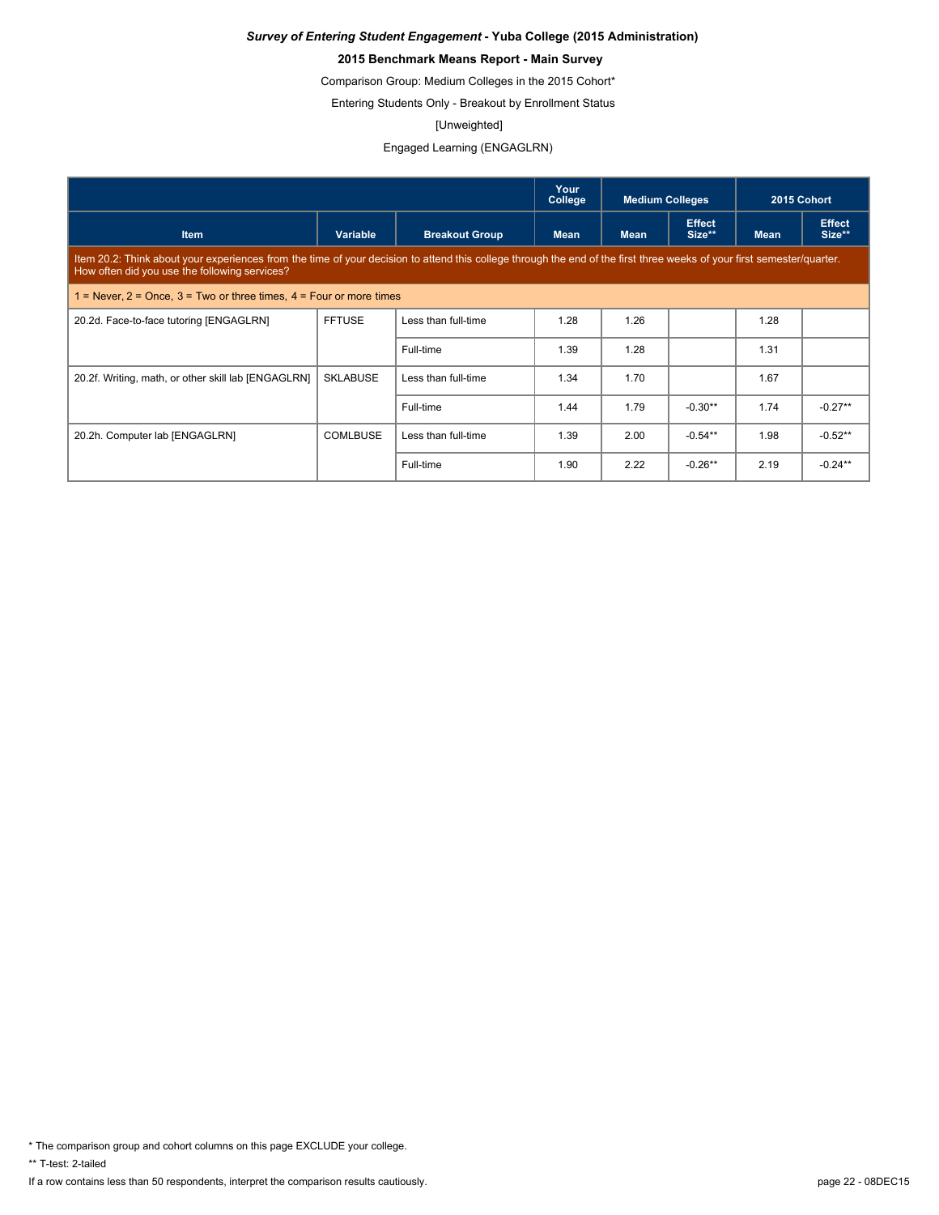***Survey of Entering Student Engagement* - Yuba College (2015 Administration)**

**2015 Benchmark Means Report - Main Survey**

Comparison Group: Medium Colleges in the 2015 Cohort*

Entering Students Only - Breakout by Enrollment Status

[Unweighted]

Engaged Learning (ENGAGLRN)

| | | | Your College | Medium Colleges | | 2015 Cohort | |
|---|---|---|---|---|---|---|---|
| **Item** | **Variable** | **Breakout Group** | **Mean** | **Mean** | **Effect Size**** | **Mean** | **Effect Size**** |
| Item 20.2: Think about your experiences from the time of your decision to attend this college through the end of the first three weeks of your first semester/quarter. How often did you use the following services? | | | | | | | |
| 1 = Never, 2 = Once, 3 = Two or three times, 4 = Four or more times | | | | | | | |
| 20.2d. Face-to-face tutoring [ENGAGLRN] | FFTUSE | Less than full-time | 1.28 | 1.26 | | 1.28 | |
| | | Full-time | 1.39 | 1.28 | | 1.31 | |
| 20.2f. Writing, math, or other skill lab [ENGAGLRN] | SKLABUSE | Less than full-time | 1.34 | 1.70 | | 1.67 | |
| | | Full-time | 1.44 | 1.79 | -0.30** | 1.74 | -0.27** |
| 20.2h. Computer lab [ENGAGLRN] | COMLBUSE | Less than full-time | 1.39 | 2.00 | -0.54** | 1.98 | -0.52** |
| | | Full-time | 1.90 | 2.22 | -0.26** | 2.19 | -0.24** |

* The comparison group and cohort columns on this page EXCLUDE your college.

** T-test: 2-tailed

If a row contains less than 50 respondents, interpret the comparison results cautiously.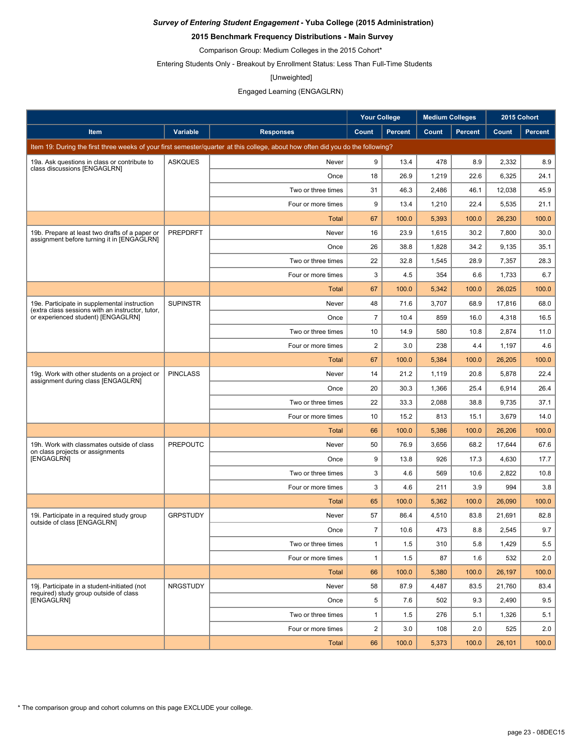***Survey of Entering Student Engagement* - Yuba College (2015 Administration)**

**2015 Benchmark Frequency Distributions - Main Survey**

Comparison Group: Medium Colleges in the 2015 Cohort*

Entering Students Only - Breakout by Enrollment Status: Less Than Full-Time Students

[Unweighted]

Engaged Learning (ENGAGLRN)

| | | | Your College | | Medium Colleges | | 2015 Cohort | |
|---|---|---|---|---|---|---|---|---|
| **Item** | **Variable** | **Responses** | **Count** | **Percent** | **Count** | **Percent** | **Count** | **Percent** |
| Item 19: During the first three weeks of your first semester/quarter at this college, about how often did you do the following? | | | | | | | | |
| 19a. Ask questions in class or contribute to class discussions [ENGAGLRN] | ASKQUES | Never | 9 | 13.4 | 478 | 8.9 | 2,332 | 8.9 |
| | | Once | 18 | 26.9 | 1,219 | 22.6 | 6,325 | 24.1 |
| | | Two or three times | 31 | 46.3 | 2,486 | 46.1 | 12,038 | 45.9 |
| | | Four or more times | 9 | 13.4 | 1,210 | 22.4 | 5,535 | 21.1 |
| | | Total | 67 | 100.0 | 5,393 | 100.0 | 26,230 | 100.0 |
| 19b. Prepare at least two drafts of a paper or assignment before turning it in [ENGAGLRN] | PREPDRFT | Never | 16 | 23.9 | 1,615 | 30.2 | 7,800 | 30.0 |
| | | Once | 26 | 38.8 | 1,828 | 34.2 | 9,135 | 35.1 |
| | | Two or three times | 22 | 32.8 | 1,545 | 28.9 | 7,357 | 28.3 |
| | | Four or more times | 3 | 4.5 | 354 | 6.6 | 1,733 | 6.7 |
| | | Total | 67 | 100.0 | 5,342 | 100.0 | 26,025 | 100.0 |
| 19e. Participate in supplemental instruction (extra class sessions with an instructor, tutor, or experienced student) [ENGAGLRN] | SUPINSTR | Never | 48 | 71.6 | 3,707 | 68.9 | 17,816 | 68.0 |
| | | Once | 7 | 10.4 | 859 | 16.0 | 4,318 | 16.5 |
| | | Two or three times | 10 | 14.9 | 580 | 10.8 | 2,874 | 11.0 |
| | | Four or more times | 2 | 3.0 | 238 | 4.4 | 1,197 | 4.6 |
| | | Total | 67 | 100.0 | 5,384 | 100.0 | 26,205 | 100.0 |
| 19g. Work with other students on a project or assignment during class [ENGAGLRN] | PINCLASS | Never | 14 | 21.2 | 1,119 | 20.8 | 5,878 | 22.4 |
| | | Once | 20 | 30.3 | 1,366 | 25.4 | 6,914 | 26.4 |
| | | Two or three times | 22 | 33.3 | 2,088 | 38.8 | 9,735 | 37.1 |
| | | Four or more times | 10 | 15.2 | 813 | 15.1 | 3,679 | 14.0 |
| | | Total | 66 | 100.0 | 5,386 | 100.0 | 26,206 | 100.0 |
| 19h. Work with classmates outside of class on class projects or assignments [ENGAGLRN] | PREPOUTC | Never | 50 | 76.9 | 3,656 | 68.2 | 17,644 | 67.6 |
| | | Once | 9 | 13.8 | 926 | 17.3 | 4,630 | 17.7 |
| | | Two or three times | 3 | 4.6 | 569 | 10.6 | 2,822 | 10.8 |
| | | Four or more times | 3 | 4.6 | 211 | 3.9 | 994 | 3.8 |
| | | Total | 65 | 100.0 | 5,362 | 100.0 | 26,090 | 100.0 |
| 19i. Participate in a required study group outside of class [ENGAGLRN] | GRPSTUDY | Never | 57 | 86.4 | 4,510 | 83.8 | 21,691 | 82.8 |
| | | Once | 7 | 10.6 | 473 | 8.8 | 2,545 | 9.7 |
| | | Two or three times | 1 | 1.5 | 310 | 5.8 | 1,429 | 5.5 |
| | | Four or more times | 1 | 1.5 | 87 | 1.6 | 532 | 2.0 |
| | | Total | 66 | 100.0 | 5,380 | 100.0 | 26,197 | 100.0 |
| 19j. Participate in a student-initiated (not required) study group outside of class [ENGAGLRN] | NRGSTUDY | Never | 58 | 87.9 | 4,487 | 83.5 | 21,760 | 83.4 |
| | | Once | 5 | 7.6 | 502 | 9.3 | 2,490 | 9.5 |
| | | Two or three times | 1 | 1.5 | 276 | 5.1 | 1,326 | 5.1 |
| | | Four or more times | 2 | 3.0 | 108 | 2.0 | 525 | 2.0 |
| | | Total | 66 | 100.0 | 5,373 | 100.0 | 26,101 | 100.0 |

* The comparison group and cohort columns on this page EXCLUDE your college.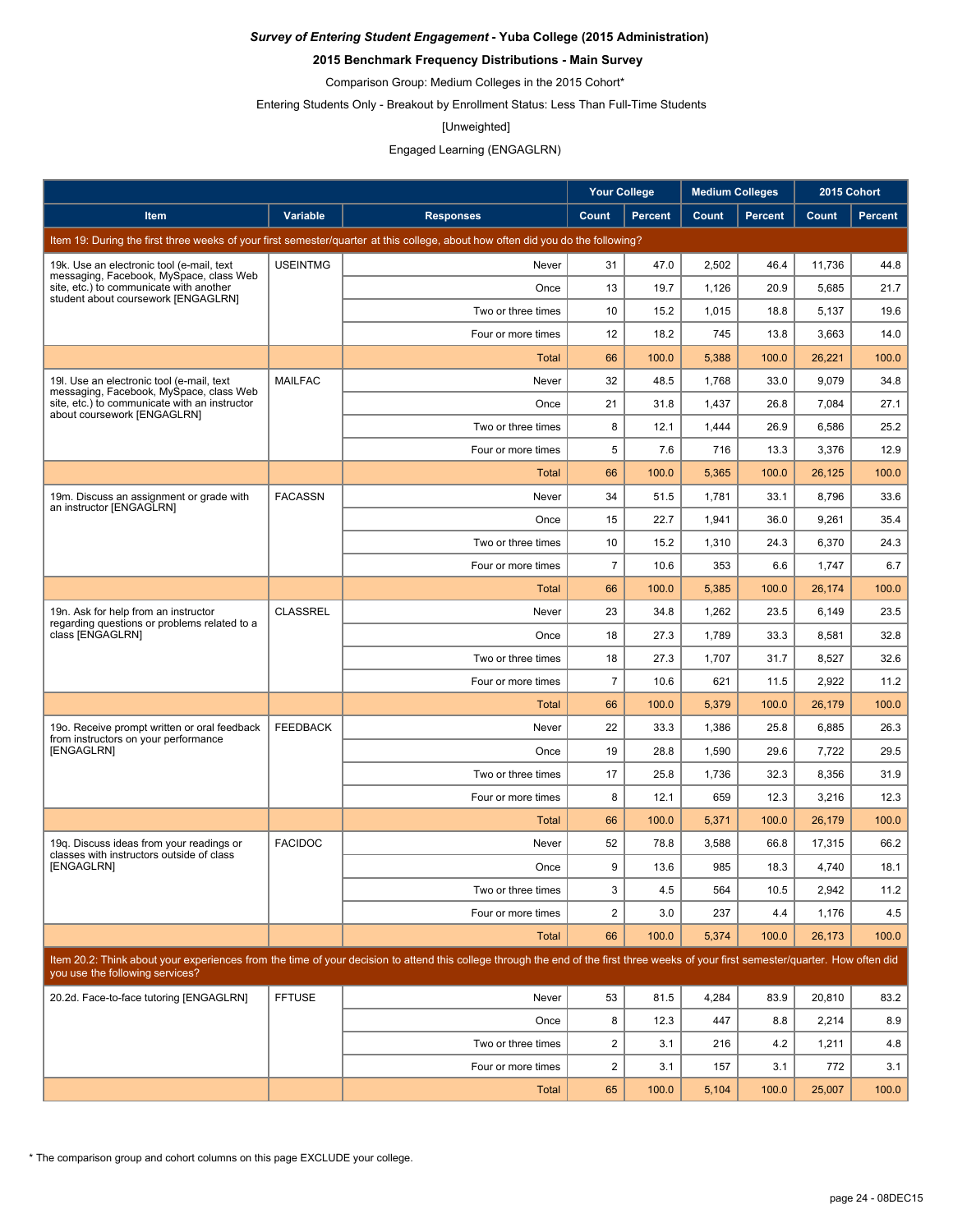***Survey of Entering Student Engagement* - Yuba College (2015 Administration)**

**2015 Benchmark Frequency Distributions - Main Survey**

Comparison Group: Medium Colleges in the 2015 Cohort*

Entering Students Only - Breakout by Enrollment Status: Less Than Full-Time Students

[Unweighted]

Engaged Learning (ENGAGLRN)

| | | | Your College | | Medium Colleges | | 2015 Cohort | |
|---|---|---|---|---|---|---|---|---|
| **Item** | **Variable** | **Responses** | **Count** | **Percent** | **Count** | **Percent** | **Count** | **Percent** |
| Item 19: During the first three weeks of your first semester/quarter at this college, about how often did you do the following? | | | | | | | | |
| 19k. Use an electronic tool (e-mail, text messaging, Facebook, MySpace, class Web site, etc.) to communicate with another student about coursework [ENGAGLRN] | USEINTMG | Never | 31 | 47.0 | 2,502 | 46.4 | 11,736 | 44.8 |
| | | Once | 13 | 19.7 | 1,126 | 20.9 | 5,685 | 21.7 |
| | | Two or three times | 10 | 15.2 | 1,015 | 18.8 | 5,137 | 19.6 |
| | | Four or more times | 12 | 18.2 | 745 | 13.8 | 3,663 | 14.0 |
| | | Total | 66 | 100.0 | 5,388 | 100.0 | 26,221 | 100.0 |
| 19l. Use an electronic tool (e-mail, text messaging, Facebook, MySpace, class Web site, etc.) to communicate with an instructor about coursework [ENGAGLRN] | MAILFAC | Never | 32 | 48.5 | 1,768 | 33.0 | 9,079 | 34.8 |
| | | Once | 21 | 31.8 | 1,437 | 26.8 | 7,084 | 27.1 |
| | | Two or three times | 8 | 12.1 | 1,444 | 26.9 | 6,586 | 25.2 |
| | | Four or more times | 5 | 7.6 | 716 | 13.3 | 3,376 | 12.9 |
| | | Total | 66 | 100.0 | 5,365 | 100.0 | 26,125 | 100.0 |
| 19m. Discuss an assignment or grade with an instructor [ENGAGLRN] | FACASSN | Never | 34 | 51.5 | 1,781 | 33.1 | 8,796 | 33.6 |
| | | Once | 15 | 22.7 | 1,941 | 36.0 | 9,261 | 35.4 |
| | | Two or three times | 10 | 15.2 | 1,310 | 24.3 | 6,370 | 24.3 |
| | | Four or more times | 7 | 10.6 | 353 | 6.6 | 1,747 | 6.7 |
| | | Total | 66 | 100.0 | 5,385 | 100.0 | 26,174 | 100.0 |
| 19n. Ask for help from an instructor regarding questions or problems related to a class [ENGAGLRN] | CLASSREL | Never | 23 | 34.8 | 1,262 | 23.5 | 6,149 | 23.5 |
| | | Once | 18 | 27.3 | 1,789 | 33.3 | 8,581 | 32.8 |
| | | Two or three times | 18 | 27.3 | 1,707 | 31.7 | 8,527 | 32.6 |
| | | Four or more times | 7 | 10.6 | 621 | 11.5 | 2,922 | 11.2 |
| | | Total | 66 | 100.0 | 5,379 | 100.0 | 26,179 | 100.0 |
| 19o. Receive prompt written or oral feedback from instructors on your performance [ENGAGLRN] | FEEDBACK | Never | 22 | 33.3 | 1,386 | 25.8 | 6,885 | 26.3 |
| | | Once | 19 | 28.8 | 1,590 | 29.6 | 7,722 | 29.5 |
| | | Two or three times | 17 | 25.8 | 1,736 | 32.3 | 8,356 | 31.9 |
| | | Four or more times | 8 | 12.1 | 659 | 12.3 | 3,216 | 12.3 |
| | | Total | 66 | 100.0 | 5,371 | 100.0 | 26,179 | 100.0 |
| 19q. Discuss ideas from your readings or classes with instructors outside of class [ENGAGLRN] | FACIDOC | Never | 52 | 78.8 | 3,588 | 66.8 | 17,315 | 66.2 |
| | | Once | 9 | 13.6 | 985 | 18.3 | 4,740 | 18.1 |
| | | Two or three times | 3 | 4.5 | 564 | 10.5 | 2,942 | 11.2 |
| | | Four or more times | 2 | 3.0 | 237 | 4.4 | 1,176 | 4.5 |
| | | Total | 66 | 100.0 | 5,374 | 100.0 | 26,173 | 100.0 |
| Item 20.2: Think about your experiences from the time of your decision to attend this college through the end of the first three weeks of your first semester/quarter. How often did you use the following services? | | | | | | | | |
| 20.2d. Face-to-face tutoring [ENGAGLRN] | FFTUSE | Never | 53 | 81.5 | 4,284 | 83.9 | 20,810 | 83.2 |
| | | Once | 8 | 12.3 | 447 | 8.8 | 2,214 | 8.9 |
| | | Two or three times | 2 | 3.1 | 216 | 4.2 | 1,211 | 4.8 |
| | | Four or more times | 2 | 3.1 | 157 | 3.1 | 772 | 3.1 |
| | | Total | 65 | 100.0 | 5,104 | 100.0 | 25,007 | 100.0 |

* The comparison group and cohort columns on this page EXCLUDE your college.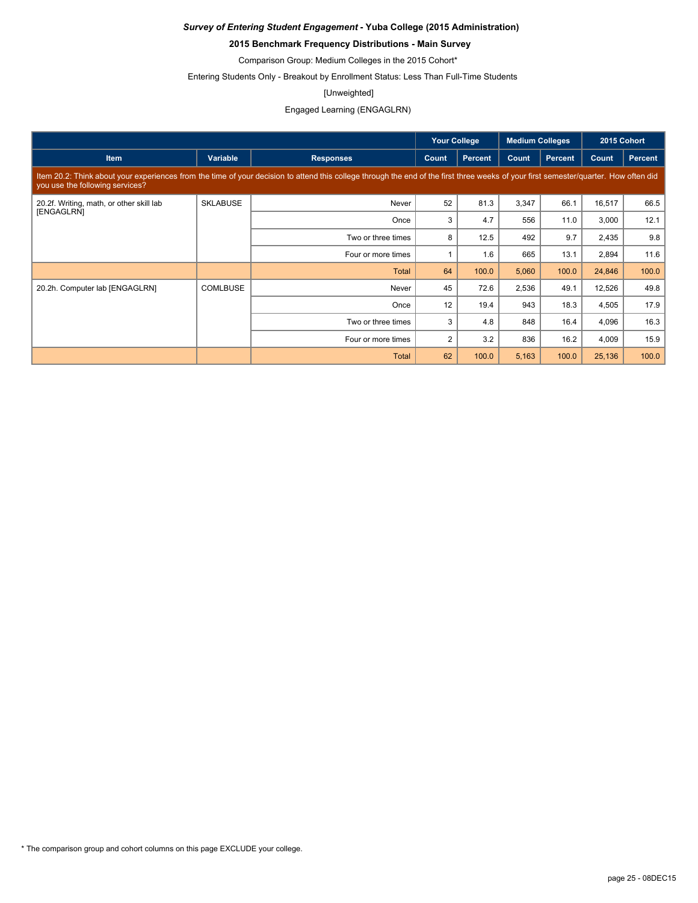***Survey of Entering Student Engagement* - Yuba College (2015 Administration)**

**2015 Benchmark Frequency Distributions - Main Survey**

Comparison Group: Medium Colleges in the 2015 Cohort*

Entering Students Only - Breakout by Enrollment Status: Less Than Full-Time Students

[Unweighted]

Engaged Learning (ENGAGLRN)

| | | | Your College | | Medium Colleges | | 2015 Cohort | |
|---|---|---|---|---|---|---|---|---|
| **Item** | **Variable** | **Responses** | **Count** | **Percent** | **Count** | **Percent** | **Count** | **Percent** |
| Item 20.2: Think about your experiences from the time of your decision to attend this college through the end of the first three weeks of your first semester/quarter. How often did you use the following services? | | | | | | | | |
| 20.2f. Writing, math, or other skill lab [ENGAGLRN] | SKLABUSE | Never | 52 | 81.3 | 3,347 | 66.1 | 16,517 | 66.5 |
| | | Once | 3 | 4.7 | 556 | 11.0 | 3,000 | 12.1 |
| | | Two or three times | 8 | 12.5 | 492 | 9.7 | 2,435 | 9.8 |
| | | Four or more times | 1 | 1.6 | 665 | 13.1 | 2,894 | 11.6 |
| | | Total | 64 | 100.0 | 5,060 | 100.0 | 24,846 | 100.0 |
| 20.2h. Computer lab [ENGAGLRN] | COMLBUSE | Never | 45 | 72.6 | 2,536 | 49.1 | 12,526 | 49.8 |
| | | Once | 12 | 19.4 | 943 | 18.3 | 4,505 | 17.9 |
| | | Two or three times | 3 | 4.8 | 848 | 16.4 | 4,096 | 16.3 |
| | | Four or more times | 2 | 3.2 | 836 | 16.2 | 4,009 | 15.9 |
| | | Total | 62 | 100.0 | 5,163 | 100.0 | 25,136 | 100.0 |

\* The comparison group and cohort columns on this page EXCLUDE your college.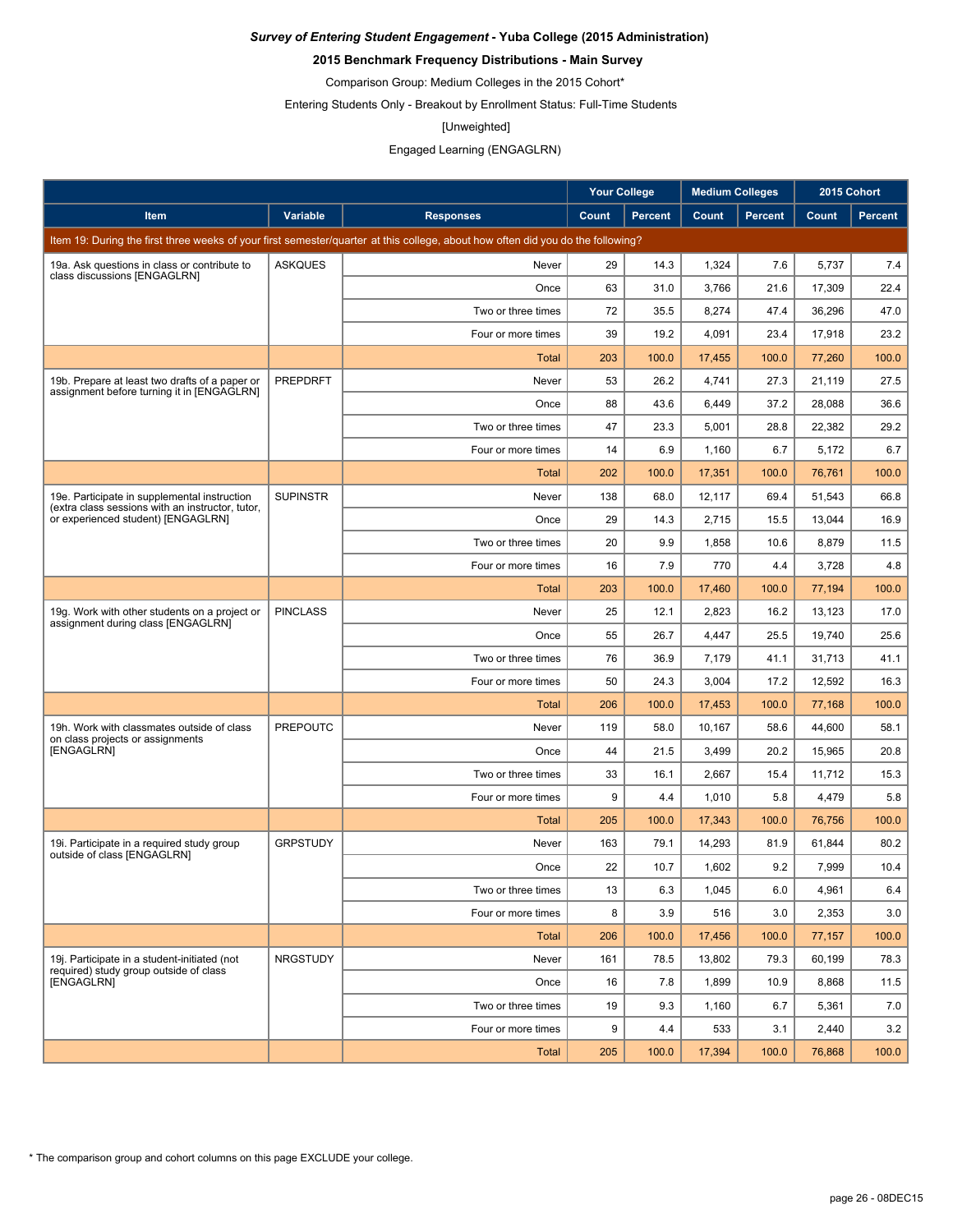***Survey of Entering Student Engagement* - Yuba College (2015 Administration)**

**2015 Benchmark Frequency Distributions - Main Survey**

Comparison Group: Medium Colleges in the 2015 Cohort*

Entering Students Only - Breakout by Enrollment Status: Full-Time Students

[Unweighted]

Engaged Learning (ENGAGLRN)

| | | | Your College | | Medium Colleges | | 2015 Cohort | |
|---|---|---|---|---|---|---|---|---|
| Item | Variable | Responses | Count | Percent | Count | Percent | Count | Percent |
| Item 19: During the first three weeks of your first semester/quarter at this college, about how often did you do the following? | | | | | | | | |
| 19a. Ask questions in class or contribute to class discussions [ENGAGLRN] | ASKQUES | Never | 29 | 14.3 | 1,324 | 7.6 | 5,737 | 7.4 |
| | | Once | 63 | 31.0 | 3,766 | 21.6 | 17,309 | 22.4 |
| | | Two or three times | 72 | 35.5 | 8,274 | 47.4 | 36,296 | 47.0 |
| | | Four or more times | 39 | 19.2 | 4,091 | 23.4 | 17,918 | 23.2 |
| | | Total | 203 | 100.0 | 17,455 | 100.0 | 77,260 | 100.0 |
| 19b. Prepare at least two drafts of a paper or assignment before turning it in [ENGAGLRN] | PREPDRFT | Never | 53 | 26.2 | 4,741 | 27.3 | 21,119 | 27.5 |
| | | Once | 88 | 43.6 | 6,449 | 37.2 | 28,088 | 36.6 |
| | | Two or three times | 47 | 23.3 | 5,001 | 28.8 | 22,382 | 29.2 |
| | | Four or more times | 14 | 6.9 | 1,160 | 6.7 | 5,172 | 6.7 |
| | | Total | 202 | 100.0 | 17,351 | 100.0 | 76,761 | 100.0 |
| 19e. Participate in supplemental instruction (extra class sessions with an instructor, tutor, or experienced student) [ENGAGLRN] | SUPINSTR | Never | 138 | 68.0 | 12,117 | 69.4 | 51,543 | 66.8 |
| | | Once | 29 | 14.3 | 2,715 | 15.5 | 13,044 | 16.9 |
| | | Two or three times | 20 | 9.9 | 1,858 | 10.6 | 8,879 | 11.5 |
| | | Four or more times | 16 | 7.9 | 770 | 4.4 | 3,728 | 4.8 |
| | | Total | 203 | 100.0 | 17,460 | 100.0 | 77,194 | 100.0 |
| 19g. Work with other students on a project or assignment during class [ENGAGLRN] | PINCLASS | Never | 25 | 12.1 | 2,823 | 16.2 | 13,123 | 17.0 |
| | | Once | 55 | 26.7 | 4,447 | 25.5 | 19,740 | 25.6 |
| | | Two or three times | 76 | 36.9 | 7,179 | 41.1 | 31,713 | 41.1 |
| | | Four or more times | 50 | 24.3 | 3,004 | 17.2 | 12,592 | 16.3 |
| | | Total | 206 | 100.0 | 17,453 | 100.0 | 77,168 | 100.0 |
| 19h. Work with classmates outside of class on class projects or assignments [ENGAGLRN] | PREPOUTC | Never | 119 | 58.0 | 10,167 | 58.6 | 44,600 | 58.1 |
| | | Once | 44 | 21.5 | 3,499 | 20.2 | 15,965 | 20.8 |
| | | Two or three times | 33 | 16.1 | 2,667 | 15.4 | 11,712 | 15.3 |
| | | Four or more times | 9 | 4.4 | 1,010 | 5.8 | 4,479 | 5.8 |
| | | Total | 205 | 100.0 | 17,343 | 100.0 | 76,756 | 100.0 |
| 19i. Participate in a required study group outside of class [ENGAGLRN] | GRPSTUDY | Never | 163 | 79.1 | 14,293 | 81.9 | 61,844 | 80.2 |
| | | Once | 22 | 10.7 | 1,602 | 9.2 | 7,999 | 10.4 |
| | | Two or three times | 13 | 6.3 | 1,045 | 6.0 | 4,961 | 6.4 |
| | | Four or more times | 8 | 3.9 | 516 | 3.0 | 2,353 | 3.0 |
| | | Total | 206 | 100.0 | 17,456 | 100.0 | 77,157 | 100.0 |
| 19j. Participate in a student-initiated (not required) study group outside of class [ENGAGLRN] | NRGSTUDY | Never | 161 | 78.5 | 13,802 | 79.3 | 60,199 | 78.3 |
| | | Once | 16 | 7.8 | 1,899 | 10.9 | 8,868 | 11.5 |
| | | Two or three times | 19 | 9.3 | 1,160 | 6.7 | 5,361 | 7.0 |
| | | Four or more times | 9 | 4.4 | 533 | 3.1 | 2,440 | 3.2 |
| | | Total | 205 | 100.0 | 17,394 | 100.0 | 76,868 | 100.0 |

\* The comparison group and cohort columns on this page EXCLUDE your college.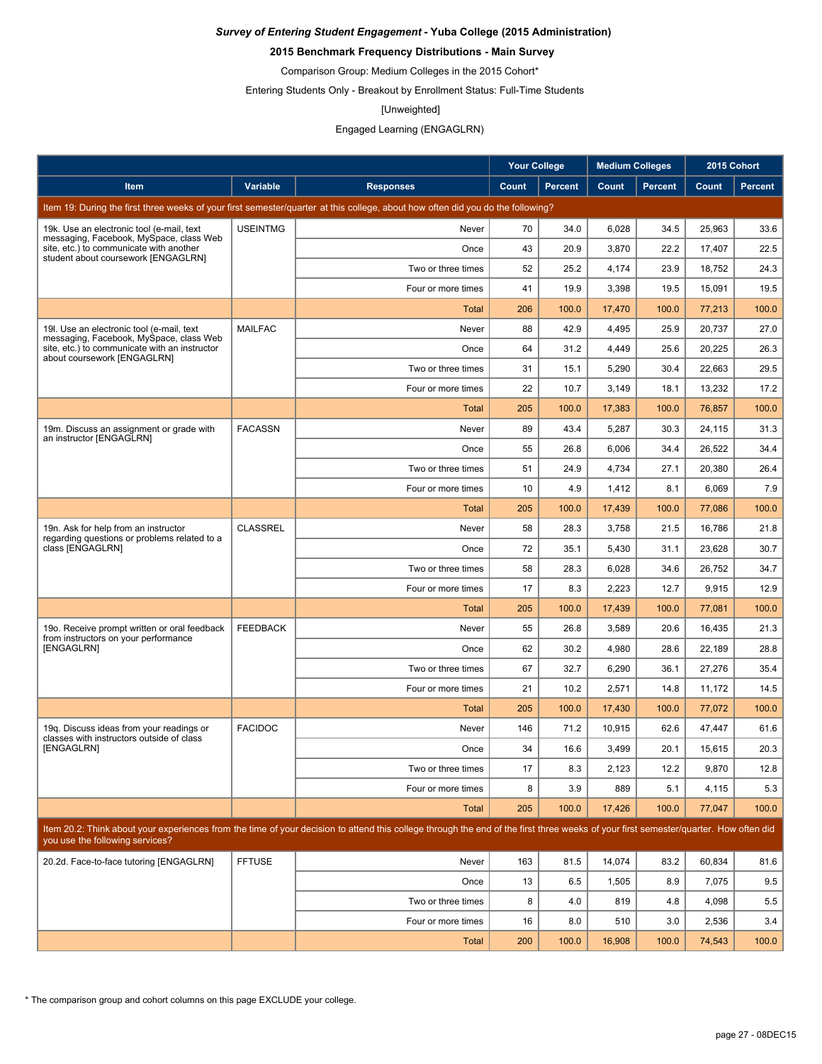***Survey of Entering Student Engagement* - Yuba College (2015 Administration)**

**2015 Benchmark Frequency Distributions - Main Survey**

Comparison Group: Medium Colleges in the 2015 Cohort*

Entering Students Only - Breakout by Enrollment Status: Full-Time Students

[Unweighted]

Engaged Learning (ENGAGLRN)

| | | | Your College | | Medium Colleges | | 2015 Cohort | |
|---|---|---|---|---|---|---|---|---|
| **Item** | **Variable** | **Responses** | **Count** | **Percent** | **Count** | **Percent** | **Count** | **Percent** |
| Item 19: During the first three weeks of your first semester/quarter at this college, about how often did you do the following? | | | | | | | | |
| 19k. Use an electronic tool (e-mail, text messaging, Facebook, MySpace, class Web site, etc.) to communicate with another student about coursework [ENGAGLRN] | USEINTMG | Never | 70 | 34.0 | 6,028 | 34.5 | 25,963 | 33.6 |
| | | Once | 43 | 20.9 | 3,870 | 22.2 | 17,407 | 22.5 |
| | | Two or three times | 52 | 25.2 | 4,174 | 23.9 | 18,752 | 24.3 |
| | | Four or more times | 41 | 19.9 | 3,398 | 19.5 | 15,091 | 19.5 |
| | | Total | 206 | 100.0 | 17,470 | 100.0 | 77,213 | 100.0 |
| 19l. Use an electronic tool (e-mail, text messaging, Facebook, MySpace, class Web site, etc.) to communicate with an instructor about coursework [ENGAGLRN] | MAILFAC | Never | 88 | 42.9 | 4,495 | 25.9 | 20,737 | 27.0 |
| | | Once | 64 | 31.2 | 4,449 | 25.6 | 20,225 | 26.3 |
| | | Two or three times | 31 | 15.1 | 5,290 | 30.4 | 22,663 | 29.5 |
| | | Four or more times | 22 | 10.7 | 3,149 | 18.1 | 13,232 | 17.2 |
| | | Total | 205 | 100.0 | 17,383 | 100.0 | 76,857 | 100.0 |
| 19m. Discuss an assignment or grade with an instructor [ENGAGLRN] | FACASSN | Never | 89 | 43.4 | 5,287 | 30.3 | 24,115 | 31.3 |
| | | Once | 55 | 26.8 | 6,006 | 34.4 | 26,522 | 34.4 |
| | | Two or three times | 51 | 24.9 | 4,734 | 27.1 | 20,380 | 26.4 |
| | | Four or more times | 10 | 4.9 | 1,412 | 8.1 | 6,069 | 7.9 |
| | | Total | 205 | 100.0 | 17,439 | 100.0 | 77,086 | 100.0 |
| 19n. Ask for help from an instructor regarding questions or problems related to a class [ENGAGLRN] | CLASSREL | Never | 58 | 28.3 | 3,758 | 21.5 | 16,786 | 21.8 |
| | | Once | 72 | 35.1 | 5,430 | 31.1 | 23,628 | 30.7 |
| | | Two or three times | 58 | 28.3 | 6,028 | 34.6 | 26,752 | 34.7 |
| | | Four or more times | 17 | 8.3 | 2,223 | 12.7 | 9,915 | 12.9 |
| | | Total | 205 | 100.0 | 17,439 | 100.0 | 77,081 | 100.0 |
| 19o. Receive prompt written or oral feedback from instructors on your performance [ENGAGLRN] | FEEDBACK | Never | 55 | 26.8 | 3,589 | 20.6 | 16,435 | 21.3 |
| | | Once | 62 | 30.2 | 4,980 | 28.6 | 22,189 | 28.8 |
| | | Two or three times | 67 | 32.7 | 6,290 | 36.1 | 27,276 | 35.4 |
| | | Four or more times | 21 | 10.2 | 2,571 | 14.8 | 11,172 | 14.5 |
| | | Total | 205 | 100.0 | 17,430 | 100.0 | 77,072 | 100.0 |
| 19q. Discuss ideas from your readings or classes with instructors outside of class [ENGAGLRN] | FACIDOC | Never | 146 | 71.2 | 10,915 | 62.6 | 47,447 | 61.6 |
| | | Once | 34 | 16.6 | 3,499 | 20.1 | 15,615 | 20.3 |
| | | Two or three times | 17 | 8.3 | 2,123 | 12.2 | 9,870 | 12.8 |
| | | Four or more times | 8 | 3.9 | 889 | 5.1 | 4,115 | 5.3 |
| | | Total | 205 | 100.0 | 17,426 | 100.0 | 77,047 | 100.0 |
| Item 20.2: Think about your experiences from the time of your decision to attend this college through the end of the first three weeks of your first semester/quarter. How often did you use the following services? | | | | | | | | |
| 20.2d. Face-to-face tutoring [ENGAGLRN] | FFTUSE | Never | 163 | 81.5 | 14,074 | 83.2 | 60,834 | 81.6 |
| | | Once | 13 | 6.5 | 1,505 | 8.9 | 7,075 | 9.5 |
| | | Two or three times | 8 | 4.0 | 819 | 4.8 | 4,098 | 5.5 |
| | | Four or more times | 16 | 8.0 | 510 | 3.0 | 2,536 | 3.4 |
| | | Total | 200 | 100.0 | 16,908 | 100.0 | 74,543 | 100.0 |

* The comparison group and cohort columns on this page EXCLUDE your college.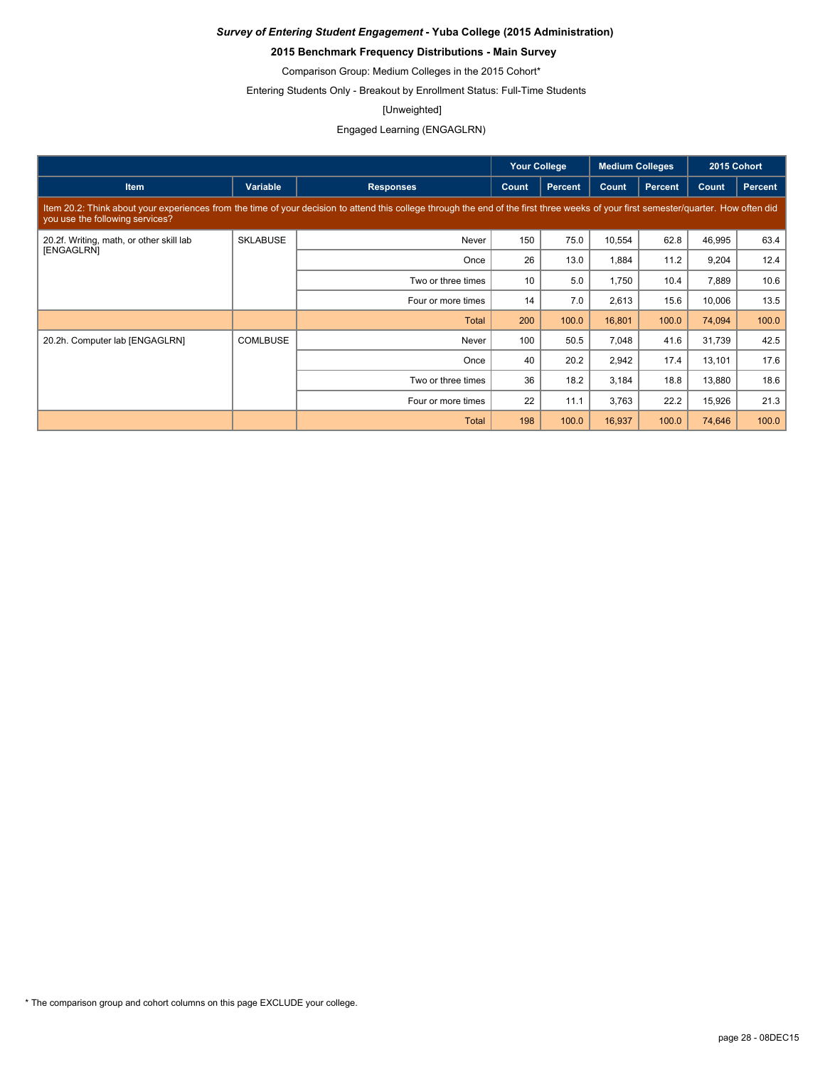***Survey of Entering Student Engagement* - Yuba College (2015 Administration)**

**2015 Benchmark Frequency Distributions - Main Survey**

Comparison Group: Medium Colleges in the 2015 Cohort*

Entering Students Only - Breakout by Enrollment Status: Full-Time Students

[Unweighted]

Engaged Learning (ENGAGLRN)

| | | | Your College | | Medium Colleges | | 2015 Cohort | |
|---|---|---|---|---|---|---|---|---|
| Item | Variable | Responses | Count | Percent | Count | Percent | Count | Percent |
| Item 20.2: Think about your experiences from the time of your decision to attend this college through the end of the first three weeks of your first semester/quarter. How often did you use the following services? | | | | | | | | |
| 20.2f. Writing, math, or other skill lab [ENGAGLRN] | SKLABUSE | Never | 150 | 75.0 | 10,554 | 62.8 | 46,995 | 63.4 |
| | | Once | 26 | 13.0 | 1,884 | 11.2 | 9,204 | 12.4 |
| | | Two or three times | 10 | 5.0 | 1,750 | 10.4 | 7,889 | 10.6 |
| | | Four or more times | 14 | 7.0 | 2,613 | 15.6 | 10,006 | 13.5 |
| | | Total | 200 | 100.0 | 16,801 | 100.0 | 74,094 | 100.0 |
| 20.2h. Computer lab [ENGAGLRN] | COMLBUSE | Never | 100 | 50.5 | 7,048 | 41.6 | 31,739 | 42.5 |
| | | Once | 40 | 20.2 | 2,942 | 17.4 | 13,101 | 17.6 |
| | | Two or three times | 36 | 18.2 | 3,184 | 18.8 | 13,880 | 18.6 |
| | | Four or more times | 22 | 11.1 | 3,763 | 22.2 | 15,926 | 21.3 |
| | | Total | 198 | 100.0 | 16,937 | 100.0 | 74,646 | 100.0 |

* The comparison group and cohort columns on this page EXCLUDE your college.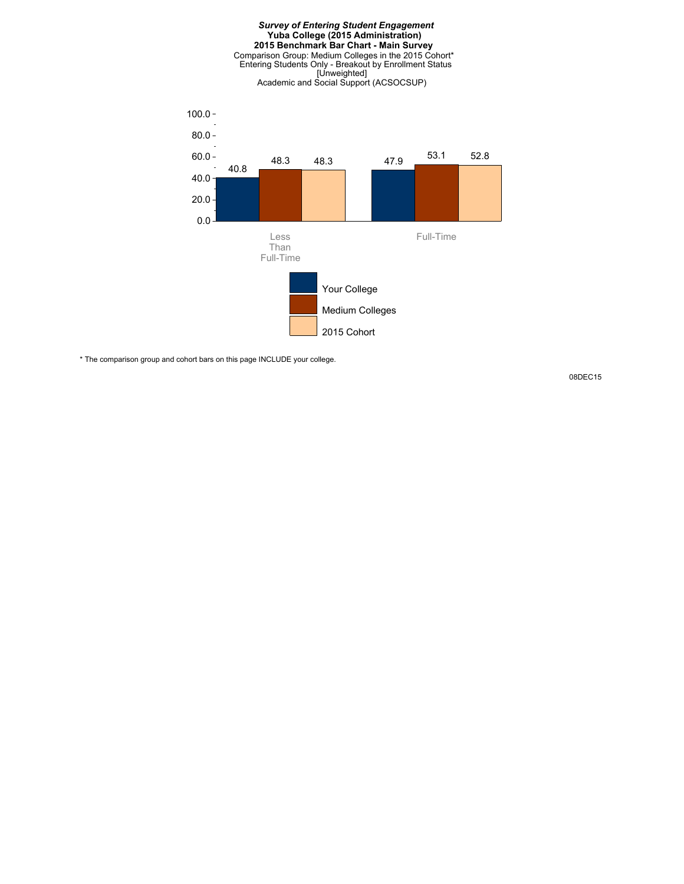***Survey of Entering Student Engagement***
**Yuba College (2015 Administration)**
**2015 Benchmark Bar Chart - Main Survey**
Comparison Group: Medium Colleges in the 2015 Cohort*
Entering Students Only - Breakout by Enrollment Status
[Unweighted]
Academic and Social Support (ACSOCSUP)

| Enrollment Status | Your College | Medium Colleges | 2015 Cohort |
|---|---|---|---|
| Less Than Full-Time | 40.8 | 48.3 | 48.3 |
| Full-Time | 47.9 | 53.1 | 52.8 |

* The comparison group and cohort bars on this page INCLUDE your college.

08DEC15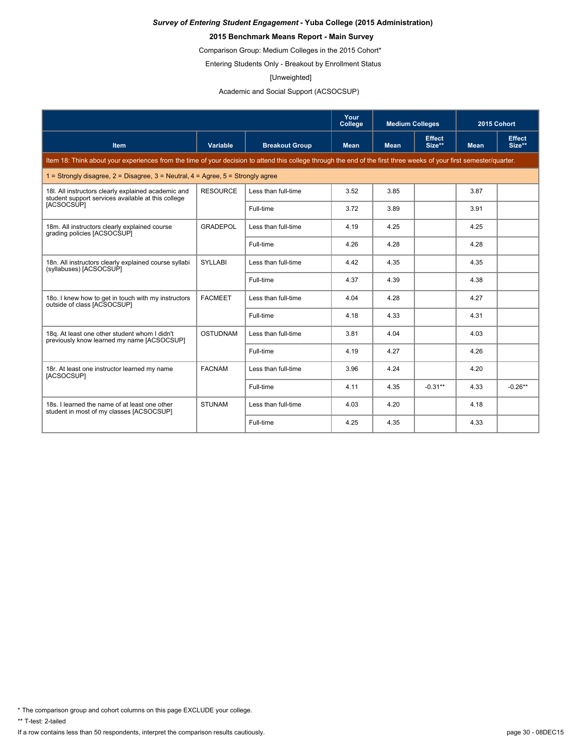***Survey of Entering Student Engagement* - Yuba College (2015 Administration)**

**2015 Benchmark Means Report - Main Survey**

Comparison Group: Medium Colleges in the 2015 Cohort*

Entering Students Only - Breakout by Enrollment Status

[Unweighted]

Academic and Social Support (ACSOCSUP)

| | | | Your College | Medium Colleges | | 2015 Cohort | |
|---|---|---|---|---|---|---|---|
| **Item** | **Variable** | **Breakout Group** | **Mean** | **Mean** | **Effect Size**** | **Mean** | **Effect Size**** |
| Item 18: Think about your experiences from the time of your decision to attend this college through the end of the first three weeks of your first semester/quarter. | | | | | | | |
| 1 = Strongly disagree, 2 = Disagree, 3 = Neutral, 4 = Agree, 5 = Strongly agree | | | | | | | |
| 18l. All instructors clearly explained academic and student support services available at this college [ACSOCSUP] | RESOURCE | Less than full-time | 3.52 | 3.85 | | 3.87 | |
| | | Full-time | 3.72 | 3.89 | | 3.91 | |
| 18m. All instructors clearly explained course grading policies [ACSOCSUP] | GRADEPOL | Less than full-time | 4.19 | 4.25 | | 4.25 | |
| | | Full-time | 4.26 | 4.28 | | 4.28 | |
| 18n. All instructors clearly explained course syllabi (syllabuses) [ACSOCSUP] | SYLLABI | Less than full-time | 4.42 | 4.35 | | 4.35 | |
| | | Full-time | 4.37 | 4.39 | | 4.38 | |
| 18o. I knew how to get in touch with my instructors outside of class [ACSOCSUP] | FACMEET | Less than full-time | 4.04 | 4.28 | | 4.27 | |
| | | Full-time | 4.18 | 4.33 | | 4.31 | |
| 18q. At least one other student whom I didn't previously know learned my name [ACSOCSUP] | OSTUDNAM | Less than full-time | 3.81 | 4.04 | | 4.03 | |
| | | Full-time | 4.19 | 4.27 | | 4.26 | |
| 18r. At least one instructor learned my name [ACSOCSUP] | FACNAM | Less than full-time | 3.96 | 4.24 | | 4.20 | |
| | | Full-time | 4.11 | 4.35 | -0.31** | 4.33 | -0.26** |
| 18s. I learned the name of at least one other student in most of my classes [ACSOCSUP] | STUNAM | Less than full-time | 4.03 | 4.20 | | 4.18 | |
| | | Full-time | 4.25 | 4.35 | | 4.33 | |

* The comparison group and cohort columns on this page EXCLUDE your college.

** T-test: 2-tailed

If a row contains less than 50 respondents, interpret the comparison results cautiously.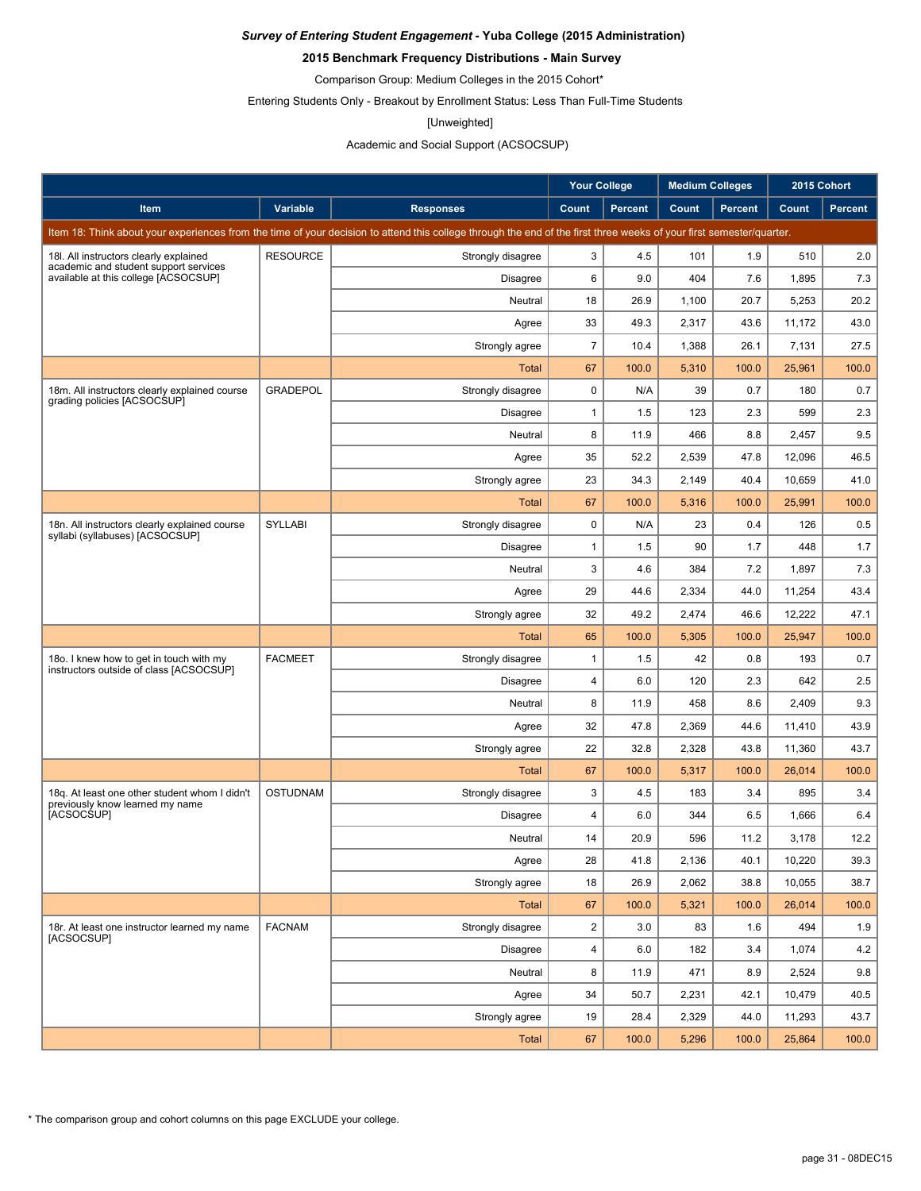***Survey of Entering Student Engagement* - Yuba College (2015 Administration)**

**2015 Benchmark Frequency Distributions - Main Survey**

Comparison Group: Medium Colleges in the 2015 Cohort*

Entering Students Only - Breakout by Enrollment Status: Less Than Full-Time Students

[Unweighted]

Academic and Social Support (ACSOCSUP)

| | | | Your College | | Medium Colleges | | 2015 Cohort | |
|---|---|---|---|---|---|---|---|---|
| **Item** | **Variable** | **Responses** | **Count** | **Percent** | **Count** | **Percent** | **Count** | **Percent** |
| Item 18: Think about your experiences from the time of your decision to attend this college through the end of the first three weeks of your first semester/quarter. | | | | | | | | |
| 18l. All instructors clearly explained academic and student support services available at this college [ACSOCSUP] | RESOURCE | Strongly disagree | 3 | 4.5 | 101 | 1.9 | 510 | 2.0 |
| | | Disagree | 6 | 9.0 | 404 | 7.6 | 1,895 | 7.3 |
| | | Neutral | 18 | 26.9 | 1,100 | 20.7 | 5,253 | 20.2 |
| | | Agree | 33 | 49.3 | 2,317 | 43.6 | 11,172 | 43.0 |
| | | Strongly agree | 7 | 10.4 | 1,388 | 26.1 | 7,131 | 27.5 |
| | | Total | 67 | 100.0 | 5,310 | 100.0 | 25,961 | 100.0 |
| 18m. All instructors clearly explained course grading policies [ACSOCSUP] | GRADEPOL | Strongly disagree | 0 | N/A | 39 | 0.7 | 180 | 0.7 |
| | | Disagree | 1 | 1.5 | 123 | 2.3 | 599 | 2.3 |
| | | Neutral | 8 | 11.9 | 466 | 8.8 | 2,457 | 9.5 |
| | | Agree | 35 | 52.2 | 2,539 | 47.8 | 12,096 | 46.5 |
| | | Strongly agree | 23 | 34.3 | 2,149 | 40.4 | 10,659 | 41.0 |
| | | Total | 67 | 100.0 | 5,316 | 100.0 | 25,991 | 100.0 |
| 18n. All instructors clearly explained course syllabi (syllabuses) [ACSOCSUP] | SYLLABI | Strongly disagree | 0 | N/A | 23 | 0.4 | 126 | 0.5 |
| | | Disagree | 1 | 1.5 | 90 | 1.7 | 448 | 1.7 |
| | | Neutral | 3 | 4.6 | 384 | 7.2 | 1,897 | 7.3 |
| | | Agree | 29 | 44.6 | 2,334 | 44.0 | 11,254 | 43.4 |
| | | Strongly agree | 32 | 49.2 | 2,474 | 46.6 | 12,222 | 47.1 |
| | | Total | 65 | 100.0 | 5,305 | 100.0 | 25,947 | 100.0 |
| 18o. I knew how to get in touch with my instructors outside of class [ACSOCSUP] | FACMEET | Strongly disagree | 1 | 1.5 | 42 | 0.8 | 193 | 0.7 |
| | | Disagree | 4 | 6.0 | 120 | 2.3 | 642 | 2.5 |
| | | Neutral | 8 | 11.9 | 458 | 8.6 | 2,409 | 9.3 |
| | | Agree | 32 | 47.8 | 2,369 | 44.6 | 11,410 | 43.9 |
| | | Strongly agree | 22 | 32.8 | 2,328 | 43.8 | 11,360 | 43.7 |
| | | Total | 67 | 100.0 | 5,317 | 100.0 | 26,014 | 100.0 |
| 18q. At least one other student whom I didn't previously know learned my name [ACSOCSUP] | OSTUDNAM | Strongly disagree | 3 | 4.5 | 183 | 3.4 | 895 | 3.4 |
| | | Disagree | 4 | 6.0 | 344 | 6.5 | 1,666 | 6.4 |
| | | Neutral | 14 | 20.9 | 596 | 11.2 | 3,178 | 12.2 |
| | | Agree | 28 | 41.8 | 2,136 | 40.1 | 10,220 | 39.3 |
| | | Strongly agree | 18 | 26.9 | 2,062 | 38.8 | 10,055 | 38.7 |
| | | Total | 67 | 100.0 | 5,321 | 100.0 | 26,014 | 100.0 |
| 18r. At least one instructor learned my name [ACSOCSUP] | FACNAM | Strongly disagree | 2 | 3.0 | 83 | 1.6 | 494 | 1.9 |
| | | Disagree | 4 | 6.0 | 182 | 3.4 | 1,074 | 4.2 |
| | | Neutral | 8 | 11.9 | 471 | 8.9 | 2,524 | 9.8 |
| | | Agree | 34 | 50.7 | 2,231 | 42.1 | 10,479 | 40.5 |
| | | Strongly agree | 19 | 28.4 | 2,329 | 44.0 | 11,293 | 43.7 |
| | | Total | 67 | 100.0 | 5,296 | 100.0 | 25,864 | 100.0 |

* The comparison group and cohort columns on this page EXCLUDE your college.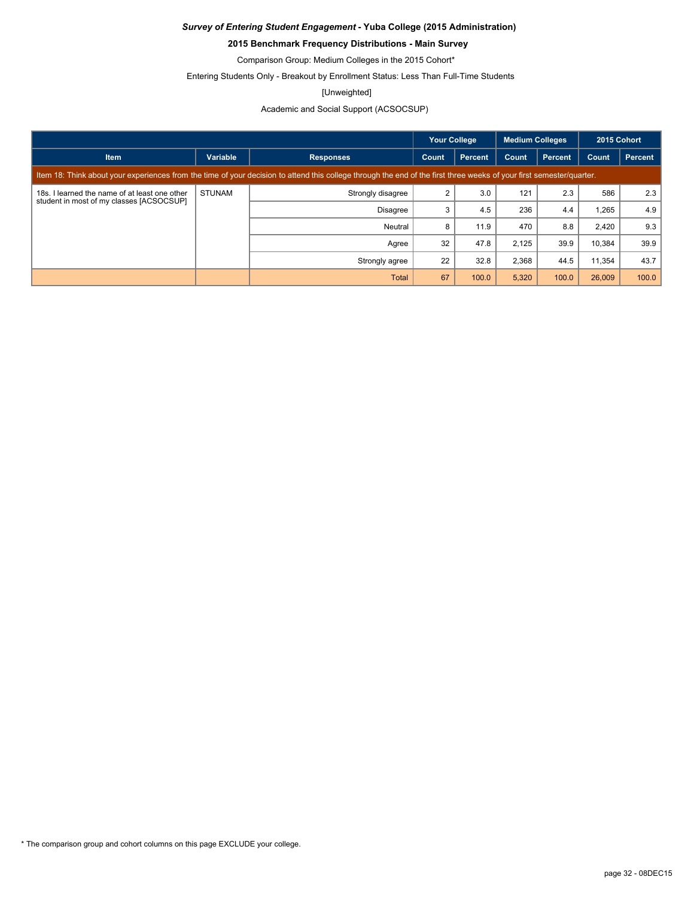***Survey of Entering Student Engagement* - Yuba College (2015 Administration)**

**2015 Benchmark Frequency Distributions - Main Survey**

Comparison Group: Medium Colleges in the 2015 Cohort*

Entering Students Only - Breakout by Enrollment Status: Less Than Full-Time Students

[Unweighted]

Academic and Social Support (ACSOCSUP)

| | | | Your College | | Medium Colleges | | 2015 Cohort | |
|---|---|---|---|---|---|---|---|---|
| Item | Variable | Responses | Count | Percent | Count | Percent | Count | Percent |
| Item 18: Think about your experiences from the time of your decision to attend this college through the end of the first three weeks of your first semester/quarter. | | | | | | | | |
| 18s. I learned the name of at least one other student in most of my classes [ACSOCSUP] | STUNAM | Strongly disagree | 2 | 3.0 | 121 | 2.3 | 586 | 2.3 |
| | | Disagree | 3 | 4.5 | 236 | 4.4 | 1,265 | 4.9 |
| | | Neutral | 8 | 11.9 | 470 | 8.8 | 2,420 | 9.3 |
| | | Agree | 32 | 47.8 | 2,125 | 39.9 | 10,384 | 39.9 |
| | | Strongly agree | 22 | 32.8 | 2,368 | 44.5 | 11,354 | 43.7 |
| | | Total | 67 | 100.0 | 5,320 | 100.0 | 26,009 | 100.0 |

\* The comparison group and cohort columns on this page EXCLUDE your college.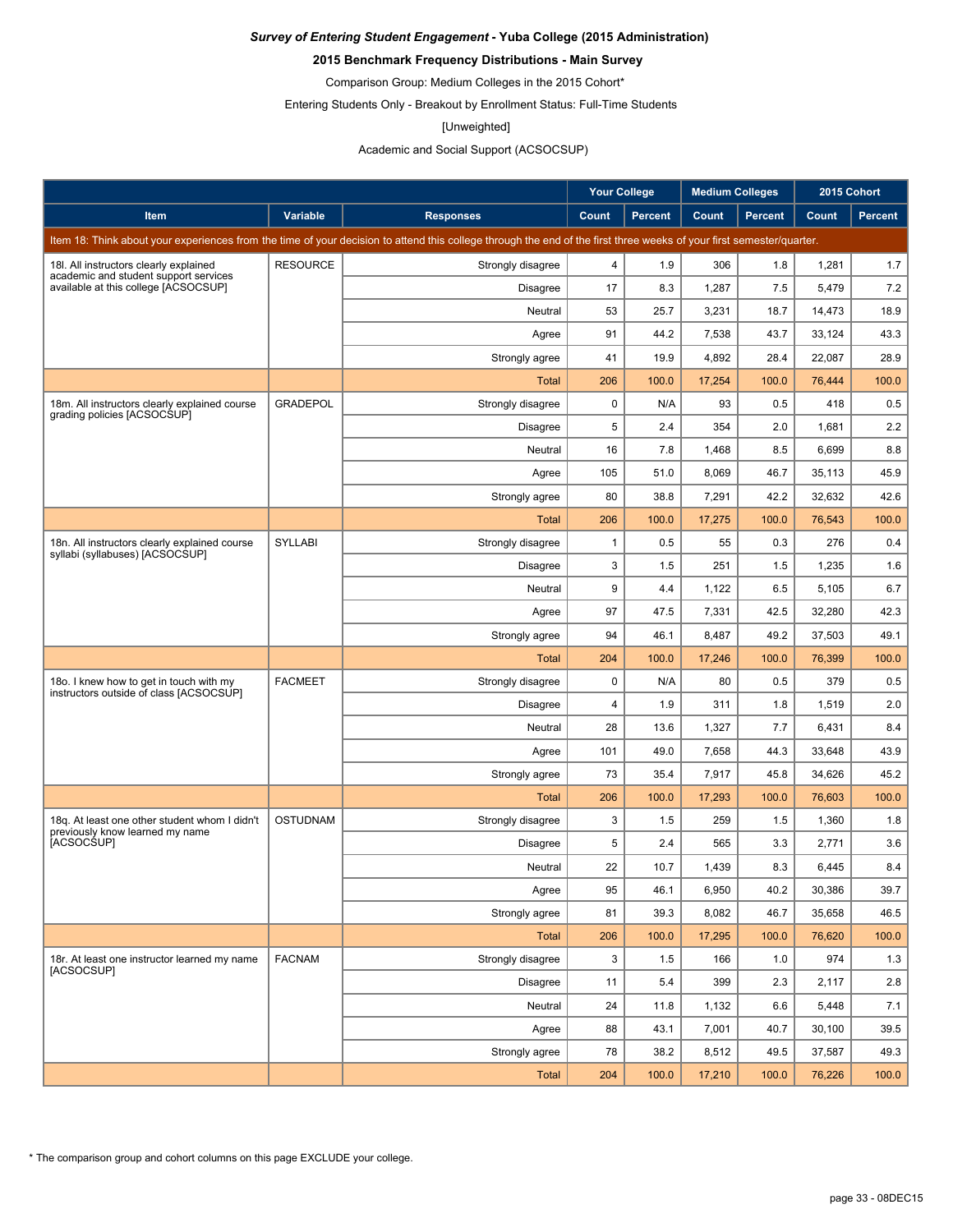***Survey of Entering Student Engagement* - Yuba College (2015 Administration)**

**2015 Benchmark Frequency Distributions - Main Survey**

Comparison Group: Medium Colleges in the 2015 Cohort*

Entering Students Only - Breakout by Enrollment Status: Full-Time Students

[Unweighted]

Academic and Social Support (ACSOCSUP)

| | | | Your College | | Medium Colleges | | 2015 Cohort | |
|---|---|---|---|---|---|---|---|---|
| **Item** | **Variable** | **Responses** | **Count** | **Percent** | **Count** | **Percent** | **Count** | **Percent** |
| Item 18: Think about your experiences from the time of your decision to attend this college through the end of the first three weeks of your first semester/quarter. | | | | | | | | |
| 18l. All instructors clearly explained academic and student support services available at this college [ACSOCSUP] | RESOURCE | Strongly disagree | 4 | 1.9 | 306 | 1.8 | 1,281 | 1.7 |
| | | Disagree | 17 | 8.3 | 1,287 | 7.5 | 5,479 | 7.2 |
| | | Neutral | 53 | 25.7 | 3,231 | 18.7 | 14,473 | 18.9 |
| | | Agree | 91 | 44.2 | 7,538 | 43.7 | 33,124 | 43.3 |
| | | Strongly agree | 41 | 19.9 | 4,892 | 28.4 | 22,087 | 28.9 |
| | | Total | 206 | 100.0 | 17,254 | 100.0 | 76,444 | 100.0 |
| 18m. All instructors clearly explained course grading policies [ACSOCSUP] | GRADEPOL | Strongly disagree | 0 | N/A | 93 | 0.5 | 418 | 0.5 |
| | | Disagree | 5 | 2.4 | 354 | 2.0 | 1,681 | 2.2 |
| | | Neutral | 16 | 7.8 | 1,468 | 8.5 | 6,699 | 8.8 |
| | | Agree | 105 | 51.0 | 8,069 | 46.7 | 35,113 | 45.9 |
| | | Strongly agree | 80 | 38.8 | 7,291 | 42.2 | 32,632 | 42.6 |
| | | Total | 206 | 100.0 | 17,275 | 100.0 | 76,543 | 100.0 |
| 18n. All instructors clearly explained course syllabi (syllabuses) [ACSOCSUP] | SYLLABI | Strongly disagree | 1 | 0.5 | 55 | 0.3 | 276 | 0.4 |
| | | Disagree | 3 | 1.5 | 251 | 1.5 | 1,235 | 1.6 |
| | | Neutral | 9 | 4.4 | 1,122 | 6.5 | 5,105 | 6.7 |
| | | Agree | 97 | 47.5 | 7,331 | 42.5 | 32,280 | 42.3 |
| | | Strongly agree | 94 | 46.1 | 8,487 | 49.2 | 37,503 | 49.1 |
| | | Total | 204 | 100.0 | 17,246 | 100.0 | 76,399 | 100.0 |
| 18o. I knew how to get in touch with my instructors outside of class [ACSOCSUP] | FACMEET | Strongly disagree | 0 | N/A | 80 | 0.5 | 379 | 0.5 |
| | | Disagree | 4 | 1.9 | 311 | 1.8 | 1,519 | 2.0 |
| | | Neutral | 28 | 13.6 | 1,327 | 7.7 | 6,431 | 8.4 |
| | | Agree | 101 | 49.0 | 7,658 | 44.3 | 33,648 | 43.9 |
| | | Strongly agree | 73 | 35.4 | 7,917 | 45.8 | 34,626 | 45.2 |
| | | Total | 206 | 100.0 | 17,293 | 100.0 | 76,603 | 100.0 |
| 18q. At least one other student whom I didn't previously know learned my name [ACSOCSUP] | OSTUDNAM | Strongly disagree | 3 | 1.5 | 259 | 1.5 | 1,360 | 1.8 |
| | | Disagree | 5 | 2.4 | 565 | 3.3 | 2,771 | 3.6 |
| | | Neutral | 22 | 10.7 | 1,439 | 8.3 | 6,445 | 8.4 |
| | | Agree | 95 | 46.1 | 6,950 | 40.2 | 30,386 | 39.7 |
| | | Strongly agree | 81 | 39.3 | 8,082 | 46.7 | 35,658 | 46.5 |
| | | Total | 206 | 100.0 | 17,295 | 100.0 | 76,620 | 100.0 |
| 18r. At least one instructor learned my name [ACSOCSUP] | FACNAM | Strongly disagree | 3 | 1.5 | 166 | 1.0 | 974 | 1.3 |
| | | Disagree | 11 | 5.4 | 399 | 2.3 | 2,117 | 2.8 |
| | | Neutral | 24 | 11.8 | 1,132 | 6.6 | 5,448 | 7.1 |
| | | Agree | 88 | 43.1 | 7,001 | 40.7 | 30,100 | 39.5 |
| | | Strongly agree | 78 | 38.2 | 8,512 | 49.5 | 37,587 | 49.3 |
| | | Total | 204 | 100.0 | 17,210 | 100.0 | 76,226 | 100.0 |

* The comparison group and cohort columns on this page EXCLUDE your college.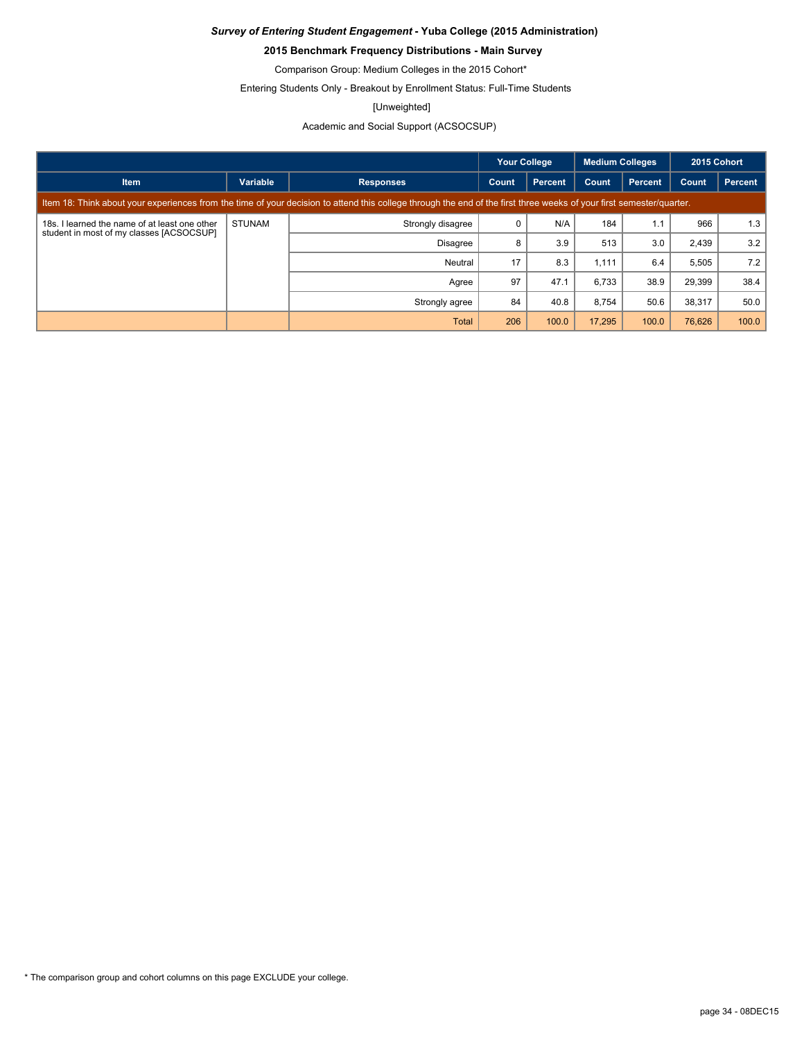***Survey of Entering Student Engagement* - Yuba College (2015 Administration)**

**2015 Benchmark Frequency Distributions - Main Survey**

Comparison Group: Medium Colleges in the 2015 Cohort*

Entering Students Only - Breakout by Enrollment Status: Full-Time Students

[Unweighted]

Academic and Social Support (ACSOCSUP)

| | | | Your College | | Medium Colleges | | 2015 Cohort | |
|---|---|---|---|---|---|---|---|---|
| **Item** | **Variable** | **Responses** | **Count** | **Percent** | **Count** | **Percent** | **Count** | **Percent** |
| Item 18: Think about your experiences from the time of your decision to attend this college through the end of the first three weeks of your first semester/quarter. | | | | | | | | |
| 18s. I learned the name of at least one other student in most of my classes [ACSOCSUP] | STUNAM | Strongly disagree | 0 | N/A | 184 | 1.1 | 966 | 1.3 |
| | | Disagree | 8 | 3.9 | 513 | 3.0 | 2,439 | 3.2 |
| | | Neutral | 17 | 8.3 | 1,111 | 6.4 | 5,505 | 7.2 |
| | | Agree | 97 | 47.1 | 6,733 | 38.9 | 29,399 | 38.4 |
| | | Strongly agree | 84 | 40.8 | 8,754 | 50.6 | 38,317 | 50.0 |
| | | Total | 206 | 100.0 | 17,295 | 100.0 | 76,626 | 100.0 |

* The comparison group and cohort columns on this page EXCLUDE your college.